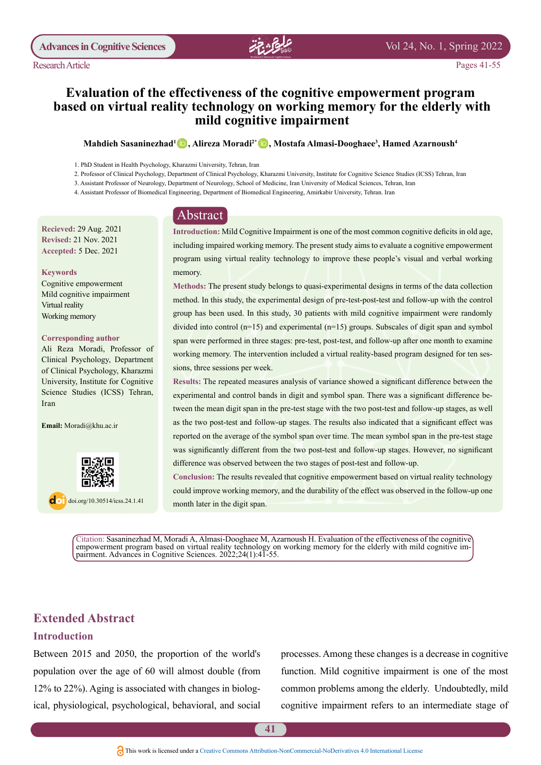Research Article

# Evaluation of the effectiveness of the cognitive empowerment program based on virtual reality technology on working memory for the elderly with mild cognitive impairment

**Mahdieh Sasaninezhad[1], Alireza Moradi[2*], Mostafa Almasi-Dooghaee[3], Hamed Azarnoush[4]**

1. PhD Student in Health Psychology, Kharazmi University, Tehran, Iran
2. Professor of Clinical Psychology, Department of Clinical Psychology, Kharazmi University, Institute for Cognitive Science Studies (ICSS) Tehran, Iran
3. Assistant Professor of Neurology, Department of Neurology, School of Medicine, Iran University of Medical Sciences, Tehran, Iran
4. Assistant Professor of Biomedical Engineering, Department of Biomedical Engineering, Amirkabir University, Tehran. Iran

**Recieved:** 29 Aug. 2021
**Revised:** 21 Nov. 2021
**Accepted:** 5 Dec. 2021

**Keywords**

Cognitive empowerment
Mild cognitive impairment
Virtual reality
Working memory

**Corresponding author**

Ali Reza Moradi, Professor of Clinical Psychology, Department of Clinical Psychology, Kharazmi University, Institute for Cognitive Science Studies (ICSS) Tehran, Iran

**Email:** Moradi@khu.ac.ir

doi.org/10.30514/icss.24.1.41

## Abstract

**Introduction:** Mild Cognitive Impairment is one of the most common cognitive deficits in old age, including impaired working memory. The present study aims to evaluate a cognitive empowerment program using virtual reality technology to improve these people's visual and verbal working memory.

**Methods:** The present study belongs to quasi-experimental designs in terms of the data collection method. In this study, the experimental design of pre-test-post-test and follow-up with the control group has been used. In this study, 30 patients with mild cognitive impairment were randomly divided into control (n=15) and experimental (n=15) groups. Subscales of digit span and symbol span were performed in three stages: pre-test, post-test, and follow-up after one month to examine working memory. The intervention included a virtual reality-based program designed for ten sessions, three sessions per week.

**Results:** The repeated measures analysis of variance showed a significant difference between the experimental and control bands in digit and symbol span. There was a significant difference between the mean digit span in the pre-test stage with the two post-test and follow-up stages, as well as the two post-test and follow-up stages. The results also indicated that a significant effect was reported on the average of the symbol span over time. The mean symbol span in the pre-test stage was significantly different from the two post-test and follow-up stages. However, no significant difference was observed between the two stages of post-test and follow-up.

**Conclusion:** The results revealed that cognitive empowerment based on virtual reality technology could improve working memory, and the durability of the effect was observed in the follow-up one month later in the digit span.

Citation: Sasaninezhad M, Moradi A, Almasi-Dooghaee M, Azarnoush H. Evaluation of the effectiveness of the cognitive empowerment program based on virtual reality technology on working memory for the elderly with mild cognitive impairment. Advances in Cognitive Sciences. 2022;24(1):41-55.

## Extended Abstract

### Introduction

Between 2015 and 2050, the proportion of the world's population over the age of 60 will almost double (from 12% to 22%). Aging is associated with changes in biological, physiological, psychological, behavioral, and social processes. Among these changes is a decrease in cognitive function. Mild cognitive impairment is one of the most common problems among the elderly. Undoubtedly, mild cognitive impairment refers to an intermediate stage of

This work is licensed under a Creative Commons Attribution-NonCommercial-NoDerivatives 4.0 International License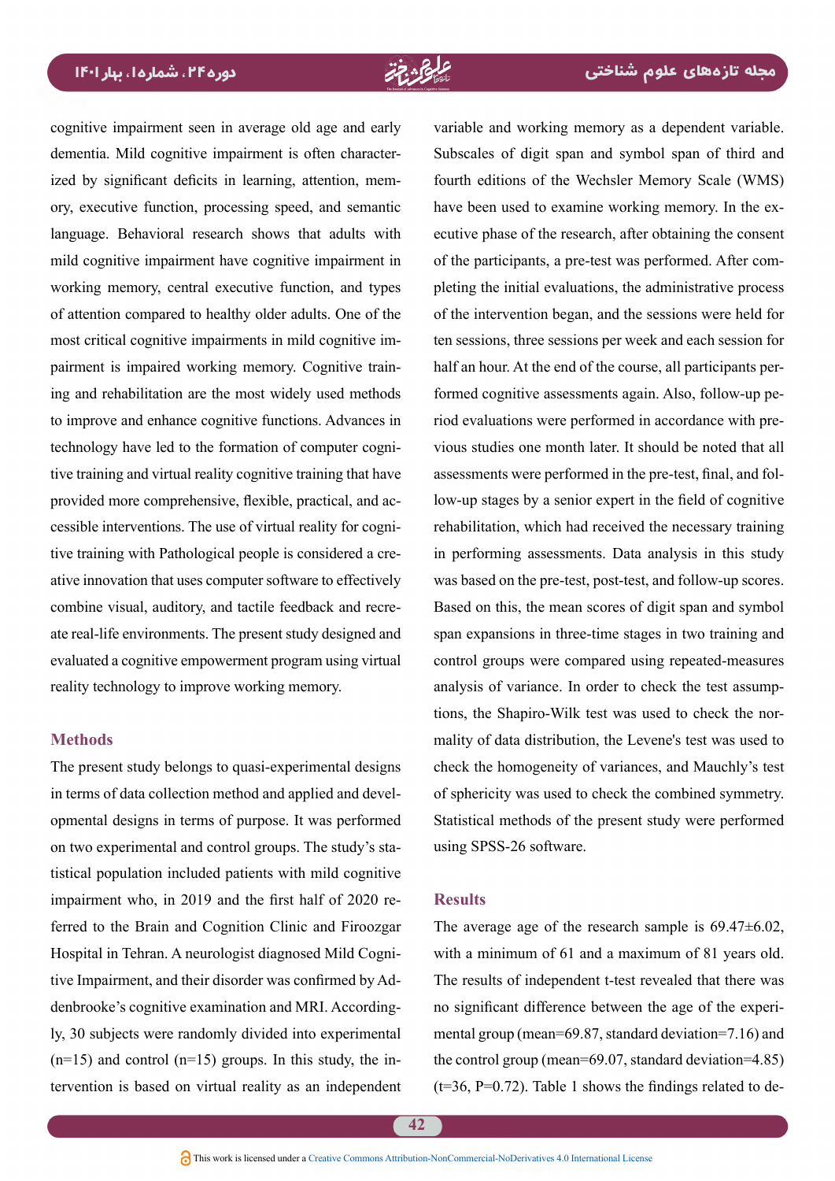cognitive impairment seen in average old age and early dementia. Mild cognitive impairment is often characterized by significant deficits in learning, attention, memory, executive function, processing speed, and semantic language. Behavioral research shows that adults with mild cognitive impairment have cognitive impairment in working memory, central executive function, and types of attention compared to healthy older adults. One of the most critical cognitive impairments in mild cognitive impairment is impaired working memory. Cognitive training and rehabilitation are the most widely used methods to improve and enhance cognitive functions. Advances in technology have led to the formation of computer cognitive training and virtual reality cognitive training that have provided more comprehensive, flexible, practical, and accessible interventions. The use of virtual reality for cognitive training with Pathological people is considered a creative innovation that uses computer software to effectively combine visual, auditory, and tactile feedback and recreate real-life environments. The present study designed and evaluated a cognitive empowerment program using virtual reality technology to improve working memory.

## Methods

The present study belongs to quasi-experimental designs in terms of data collection method and applied and developmental designs in terms of purpose. It was performed on two experimental and control groups. The study's statistical population included patients with mild cognitive impairment who, in 2019 and the first half of 2020 referred to the Brain and Cognition Clinic and Firoozgar Hospital in Tehran. A neurologist diagnosed Mild Cognitive Impairment, and their disorder was confirmed by Addenbrooke's cognitive examination and MRI. Accordingly, 30 subjects were randomly divided into experimental (n=15) and control (n=15) groups. In this study, the intervention is based on virtual reality as an independent variable and working memory as a dependent variable. Subscales of digit span and symbol span of third and fourth editions of the Wechsler Memory Scale (WMS) have been used to examine working memory. In the executive phase of the research, after obtaining the consent of the participants, a pre-test was performed. After completing the initial evaluations, the administrative process of the intervention began, and the sessions were held for ten sessions, three sessions per week and each session for half an hour. At the end of the course, all participants performed cognitive assessments again. Also, follow-up period evaluations were performed in accordance with previous studies one month later. It should be noted that all assessments were performed in the pre-test, final, and follow-up stages by a senior expert in the field of cognitive rehabilitation, which had received the necessary training in performing assessments. Data analysis in this study was based on the pre-test, post-test, and follow-up scores. Based on this, the mean scores of digit span and symbol span expansions in three-time stages in two training and control groups were compared using repeated-measures analysis of variance. In order to check the test assumptions, the Shapiro-Wilk test was used to check the normality of data distribution, the Levene's test was used to check the homogeneity of variances, and Mauchly's test of sphericity was used to check the combined symmetry. Statistical methods of the present study were performed using SPSS-26 software.

## Results

The average age of the research sample is 69.47±6.02, with a minimum of 61 and a maximum of 81 years old. The results of independent t-test revealed that there was no significant difference between the age of the experimental group (mean=69.87, standard deviation=7.16) and the control group (mean=69.07, standard deviation=4.85) (t=36, P=0.72). Table 1 shows the findings related to de-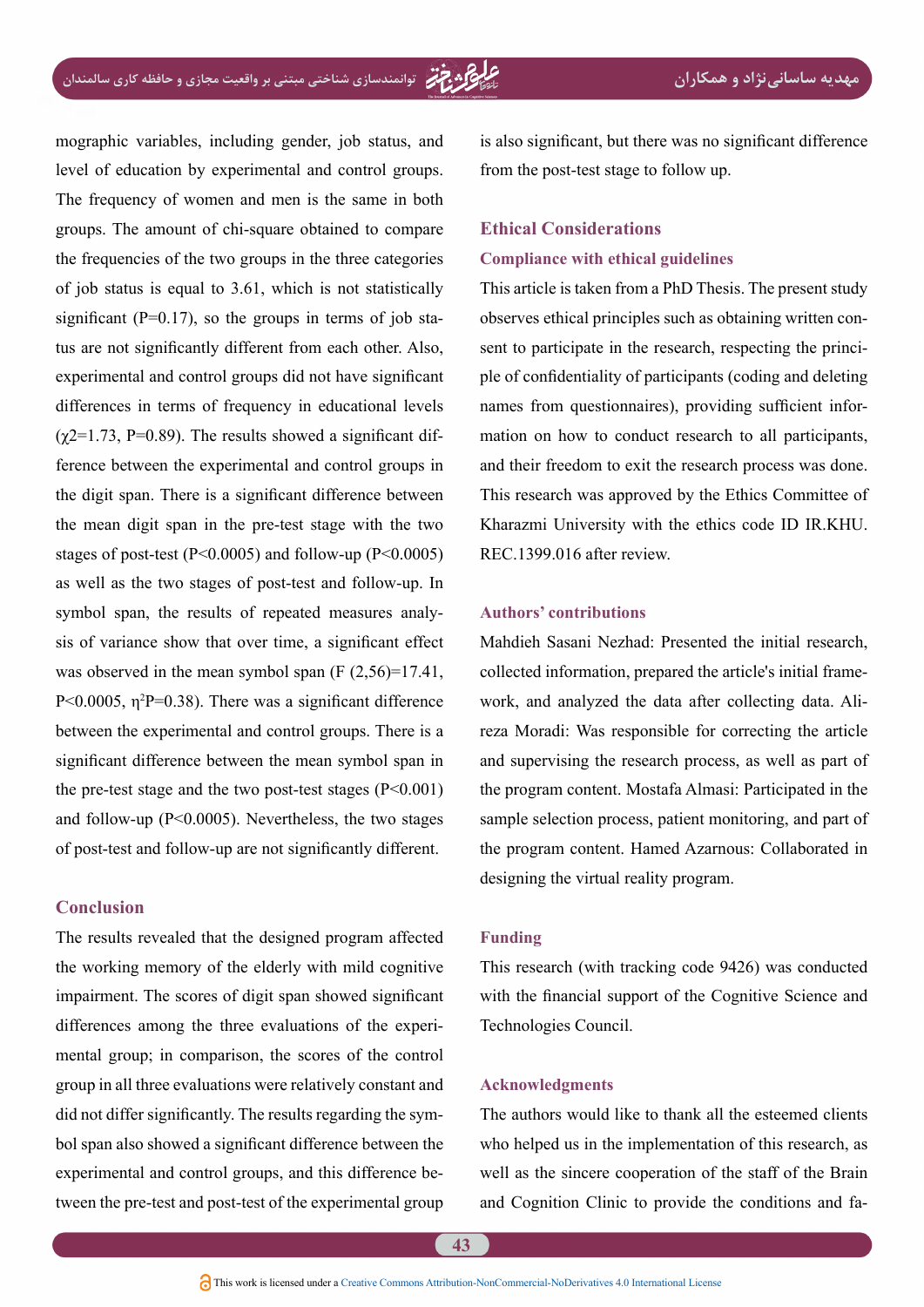mographic variables, including gender, job status, and level of education by experimental and control groups. The frequency of women and men is the same in both groups. The amount of chi-square obtained to compare the frequencies of the two groups in the three categories of job status is equal to 3.61, which is not statistically significant ($P=0.17$), so the groups in terms of job status are not significantly different from each other. Also, experimental and control groups did not have significant differences in terms of frequency in educational levels ($\chi^2=1.73$, $P=0.89$). The results showed a significant difference between the experimental and control groups in the digit span. There is a significant difference between the mean digit span in the pre-test stage with the two stages of post-test ($P<0.0005$) and follow-up ($P<0.0005$) as well as the two stages of post-test and follow-up. In symbol span, the results of repeated measures analysis of variance show that over time, a significant effect was observed in the mean symbol span ($F(2,56)=17.41$, $P<0.0005$, $\eta^2P=0.38$). There was a significant difference between the experimental and control groups. There is a significant difference between the mean symbol span in the pre-test stage and the two post-test stages ($P<0.001$) and follow-up ($P<0.0005$). Nevertheless, the two stages of post-test and follow-up are not significantly different.

## Conclusion

The results revealed that the designed program affected the working memory of the elderly with mild cognitive impairment. The scores of digit span showed significant differences among the three evaluations of the experimental group; in comparison, the scores of the control group in all three evaluations were relatively constant and did not differ significantly. The results regarding the symbol span also showed a significant difference between the experimental and control groups, and this difference between the pre-test and post-test of the experimental group is also significant, but there was no significant difference from the post-test stage to follow up.

## Ethical Considerations

### Compliance with ethical guidelines

This article is taken from a PhD Thesis. The present study observes ethical principles such as obtaining written consent to participate in the research, respecting the principle of confidentiality of participants (coding and deleting names from questionnaires), providing sufficient information on how to conduct research to all participants, and their freedom to exit the research process was done. This research was approved by the Ethics Committee of Kharazmi University with the ethics code ID IR.KHU.REC.1399.016 after review.

### Authors' contributions

Mahdieh Sasani Nezhad: Presented the initial research, collected information, prepared the article's initial framework, and analyzed the data after collecting data. Alireza Moradi: Was responsible for correcting the article and supervising the research process, as well as part of the program content. Mostafa Almasi: Participated in the sample selection process, patient monitoring, and part of the program content. Hamed Azarnous: Collaborated in designing the virtual reality program.

### Funding

This research (with tracking code 9426) was conducted with the financial support of the Cognitive Science and Technologies Council.

### Acknowledgments

The authors would like to thank all the esteemed clients who helped us in the implementation of this research, as well as the sincere cooperation of the staff of the Brain and Cognition Clinic to provide the conditions and fa-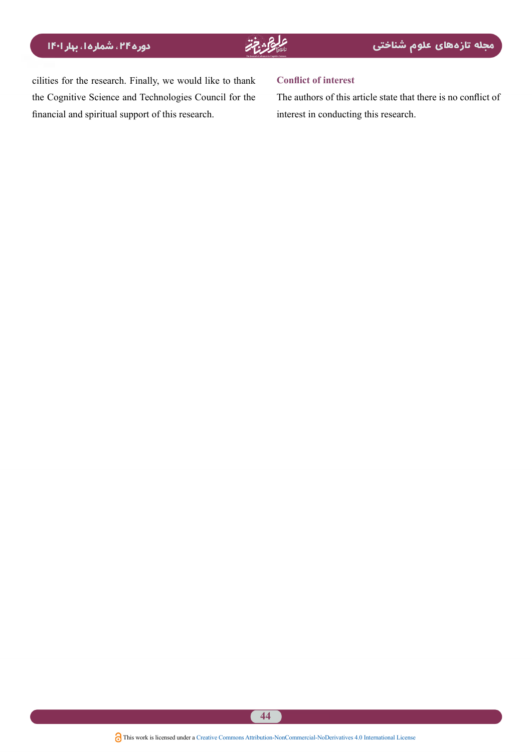cilities for the research. Finally, we would like to thank the Cognitive Science and Technologies Council for the financial and spiritual support of this research.

### Conflict of interest

The authors of this article state that there is no conflict of interest in conducting this research.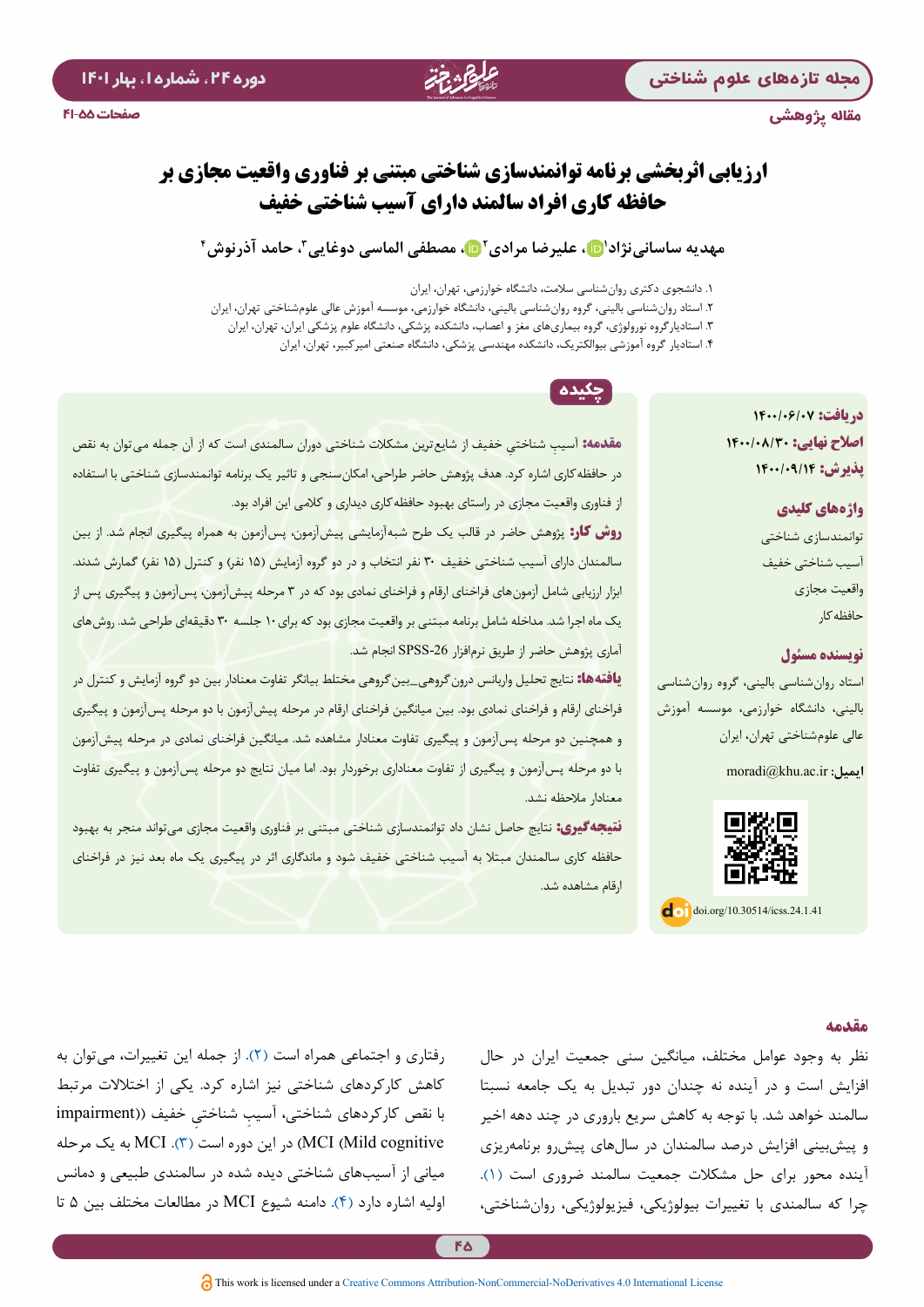مقاله پژوهشی

# ارزیابی اثربخشی برنامه توانمندسازی شناختی مبتنی بر فناوری واقعیت مجازی بر حافظه کاری افراد سالمند دارای آسیب شناختی خفیف

مهدیه ساسانی‌نژاد[۱]، علیرضا مرادی[۲]، مصطفی الماسی دوغایی[۳]، حامد آذرنوش[۴]

۱. دانشجوی دکتری روان‌شناسی سلامت، دانشگاه خوارزمی، تهران، ایران
۲. استاد روان‌شناسی بالینی، گروه روان‌شناسی بالینی، دانشگاه خوارزمی، موسسه آموزش عالی علوم‌شناختی تهران، ایران
۳. استادیارگروه نورولوژی، گروه بیماری‌های مغز و اعصاب، دانشکده پزشکی، دانشگاه علوم پزشکی ایران، تهران، ایران
۴. استادیار گروه آموزشی بیوالکتریک، دانشکده مهندسی پزشکی، دانشگاه صنعتی امیرکبیر، تهران، ایران

**دریافت:** ۱۴۰۰/۰۶/۰۷
**اصلاح نهایی:** ۱۴۰۰/۰۸/۳۰
**پذیرش:** ۱۴۰۰/۰۹/۱۴

**واژه‌های کلیدی**

توانمندسازی شناختی
آسیب شناختی خفیف
واقعیت مجازی
حافظه‌کار

**نویسنده مسئول**

استاد روان‌شناسی بالینی، گروه روان‌شناسی بالینی، دانشگاه خوارزمی، موسسه آموزش عالی علوم‌شناختی تهران، ایران

**ایمیل:** moradi@khu.ac.ir

doi.org/10.30514/icss.24.1.41

## چکیده

**مقدمه:** آسیبِ شناختیِ خفیف از شایع‌ترین مشکلات شناختی دوران سالمندی است که از آن جمله می‌توان به نقص در حافظه‌کاری اشاره کرد. هدف پژوهش حاضر طراحی، امکان‌سنجی و تاثیر یک برنامه توانمندسازی شناختی با استفاده از فناوری واقعیت مجازی در راستای بهبود حافظه‌کاری دیداری و کلامی این افراد بود.

**روش کار:** پژوهش حاضر در قالب یک طرح شبه‌آزمایشی پیش‌آزمون، پس‌آزمون به همراه پیگیری انجام شد. از بین سالمندان دارای آسیب شناختی خفیف ۳۰ نفر انتخاب و در دو گروه آزمایش (۱۵ نفر) و کنترل (۱۵ نفر) گمارش شدند. ابزار ارزیابی شامل آزمون‌های فراخنای ارقام و فراخنای نمادی بود که در ۳ مرحله پیش‌آزمون، پس‌آزمون و پیگیری پس از یک ماه اجرا شد. مداخله شامل برنامه مبتنی بر واقعیت مجازی بود که برای ۱۰ جلسه ۳۰ دقیقه‌ای طراحی شد. روش‌های آماری پژوهش حاضر از طریق نرم‌افزار SPSS-26 انجام شد.

**یافته‌ها:** نتایج تحلیل واریانس درون‌گروهی_بین‌گروهی مختلط بیانگر تفاوت معنادار بین دو گروه آزمایش و کنترل در فراخنای ارقام و فراخنای نمادی بود. بین میانگین فراخنای ارقام در مرحله پیش‌آزمون با دو مرحله پس‌آزمون و پیگیری و همچنین دو مرحله پس‌آزمون و پیگیری تفاوت معنادار مشاهده شد. میانگین فراخنای نمادی در مرحله پیش‌آزمون با دو مرحله پس‌آزمون و پیگیری از تفاوت معناداری برخوردار بود. اما میان نتایج دو مرحله پس‌آزمون و پیگیری تفاوت معنادار ملاحظه نشد.

**نتیجه‌گیری:** نتایج حاصل نشان داد توانمندسازی شناختی مبتنی بر فناوری واقعیت مجازی می‌تواند منجر به بهبود حافظه کاری سالمندان مبتلا به آسیب شناختی خفیف شود و ماندگاری اثر در پیگیری یک ماه بعد نیز در فراخنای ارقام مشاهده شد.

## مقدمه

نظر به وجود عوامل مختلف، میانگین سنی جمعیت ایران در حال افزایش است و در آینده نه چندان دور تبدیل به یک جامعه نسبتا سالمند خواهد شد. با توجه به کاهش سریع باروری در چند دهه اخیر و پیش‌بینی افزایش درصد سالمندان در سال‌های پیش‌رو برنامه‌ریزی آینده محور برای حل مشکلات جمعیت سالمند ضروری است (۱). چرا که سالمندی با تغییرات بیولوژیکی، فیزیولوژیکی، روان‌شناختی، رفتاری و اجتماعی همراه است (۲). از جمله این تغییرات، می‌توان به کاهش کارکردهای شناختی نیز اشاره کرد. یکی از اختلالات مرتبط با نقص کارکردهای شناختی، آسیبِ شناختیِ خفیف (Mild cognitive impairment) (MCI) در این دوره است (۳). MCI به یک مرحله میانی از آسیب‌های شناختی دیده شده در سالمندی طبیعی و دمانس اولیه اشاره دارد (۴). دامنه شیوع MCI در مطالعات مختلف بین ۵ تا

This work is licensed under a Creative Commons Attribution-NonCommercial-NoDerivatives 4.0 International License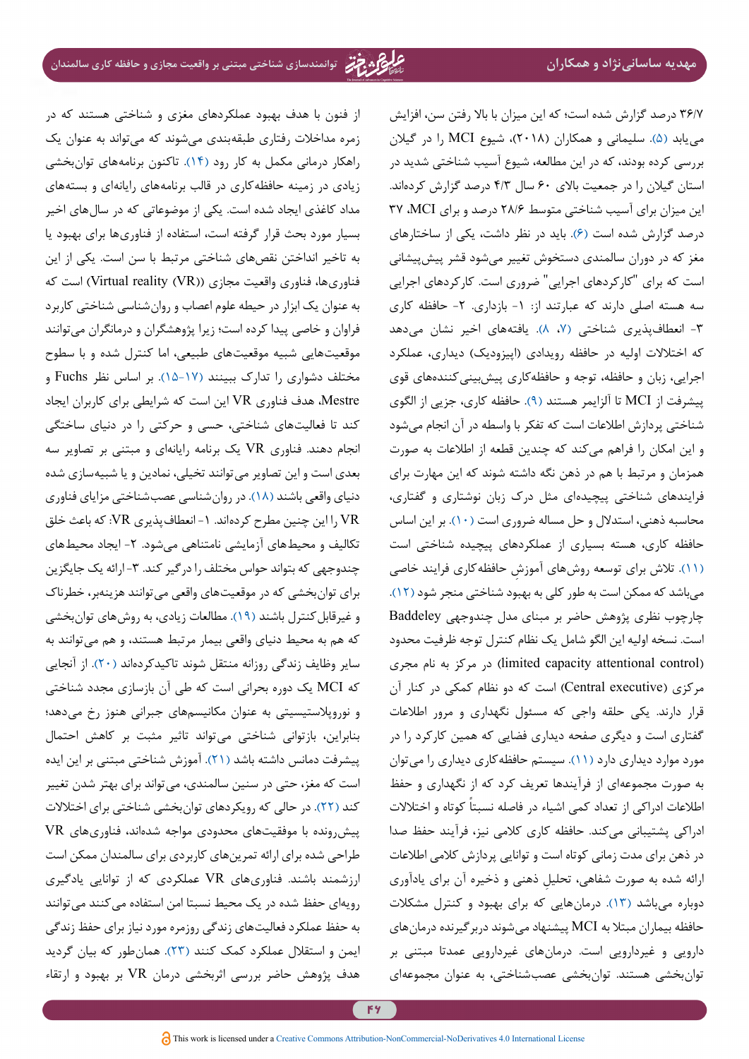۳۶/۷ درصد گزارش شده است؛ که این میزان با بالا رفتن سن، افزایش می‌یابد (۵). سلیمانی و همکاران (۲۰۱۸)، شیوع MCI را در گیلان بررسی کرده بودند، که در این مطالعه، شیوع آسیب شناختی شدید در استان گیلان را در جمعیت بالای ۶۰ سال ۴/۳ درصد گزارش کرده‌اند. این میزان برای آسیب شناختی متوسط ۲۸/۶ درصد و برای MCI، ۳۷ درصد گزارش شده است (۶). باید در نظر داشت، یکی از ساختارهای مغز که در دوران سالمندی دستخوش تغییر می‌شود قشر پیش‌پیشانی است که برای "کارکردهای اجرایی" ضروری است. کارکردهای اجرایی سه هسته اصلی دارند که عبارتند از: ۱- بازداری. ۲- حافظه کاری ۳- انعطاف‌پذیری شناختی (۷، ۸). یافته‌های اخیر نشان می‌دهد که اختلالات اولیه در حافظه رویدادی (اپیزودیک) دیداری، عملکرد اجرایی، زبان و حافظه، توجه و حافظه‌کاری پیش‌بینی‌کننده‌های قوی پیشرفت از MCI تا آلزایمر هستند (۹). حافظه کاری، جزیی از الگوی شناختی پردازش اطلاعات است که تفکر با واسطه آن انجام می‌شود و این امکان را فراهم می‌کند که چندین قطعه از اطلاعات به صورت همزمان و مرتبط با هم در ذهن نگه داشته شوند که این مهارت برای فرایندهای شناختی پیچیده‌ای مثل درک زبان نوشتاری و گفتاری، محاسبه ذهنی، استدلال و حل مساله ضروری است (۱۰). بر این اساس حافظه کاری، هسته بسیاری از عملکردهای پیچیده شناختی است (۱۱). تلاش برای توسعه روش‌های آموزشِ حافظه‌کاری فرایند خاصی می‌باشد که ممکن است به طور کلی به بهبود شناختی منجر شود (۱۲). چارچوب نظری پژوهش حاضر بر مبنای مدل چندوجهی Baddeley است. نسخه اولیه این الگو شامل یک نظام کنترل توجه ظرفیت محدود (limited capacity attentional control) در مرکز به نام مجری مرکزی (Central executive) است که دو نظام کمکی در کنار آن قرار دارند. یکی حلقه واجی که مسئول نگهداری و مرور اطلاعات گفتاری است و دیگری صفحه دیداری فضایی که همین کارکرد را در مورد موارد دیداری دارد (۱۱). سیستم حافظه‌کاری دیداری را می‌توان به صورت مجموعه‌ای از فرآیندها تعریف کرد که از نگهداری و حفظ اطلاعات ادراکی از تعداد کمی اشیاء در فاصله نسبتاً کوتاه و اختلالات ادراکی پشتیبانی می‌کند. حافظه کاری کلامی نیز، فرآیند حفظ صدا در ذهن برای مدت زمانی کوتاه است و توانایی پردازش کلامی اطلاعات ارائه شده به صورت شفاهی، تحلیل ذهنی و ذخیره آن برای یادآوری دوباره می‌باشد (۱۳). درمان‌هایی که برای بهبود و کنترل مشکلات حافظه بیماران مبتلا به MCI پیشنهاد می‌شوند دربرگیرنده درمان‌های دارویی و غیردارویی است. درمان‌های غیردارویی عمدتا مبتنی بر توان‌بخشی هستند. توان‌بخشی عصب‌شناختی، به عنوان مجموعه‌ای از فنون با هدف بهبود عملکردهای مغزی و شناختی هستند که در زمره مداخلات رفتاری طبقه‌بندی می‌شوند که می‌تواند به عنوان یک راهکار درمانی مکمل به کار رود (۱۴). تاکنون برنامه‌های توان‌بخشی زیادی در زمینه حافظه‌کاری در قالب برنامه‌های رایانه‌ای و بسته‌های مداد کاغذی ایجاد شده است. یکی از موضوعاتی که در سال‌های اخیر بسیار مورد بحث قرار گرفته است، استفاده از فناوری‌ها برای بهبود یا به تاخیر انداختن نقص‌های شناختی مرتبط با سن است. یکی از این فناوری‌ها، فناوری واقعیت مجازی ((Virtual reality (VR)) است که به عنوان یک ابزار در حیطه علوم اعصاب و روان‌شناسی شناختی کاربرد فراوان و خاصی پیدا کرده است؛ زیرا پژوهشگران و درمانگران می‌توانند موقعیت‌هایی شبیه موقعیت‌های طبیعی، اما کنترل شده و با سطوح مختلف دشواری را تدارک ببینند (۱۵-۱۷). بر اساس نظر Fuchs و Mestre، هدف فناوری VR این است که شرایطی برای کاربران ایجاد کند تا فعالیت‌های شناختی، حسی و حرکتی را در دنیای ساختگی انجام دهند. فناوری VR یک برنامه رایانه‌ای و مبتنی بر تصاویر سه بعدی است و این تصاویر می‌توانند تخیلی، نمادین و یا شبیه‌سازی شده دنیای واقعی باشند (۱۸). در روان‌شناسی عصب‌شناختی مزایای فناوری VR را این چنین مطرح کرده‌اند. ۱- انعطاف‌پذیری VR: که باعث خلق تکالیف و محیط‌های آزمایشی نامتناهی می‌شود. ۲- ایجاد محیط‌های چندوجهی که بتواند حواس مختلف را درگیر کند. ۳- ارائه یک جایگزین برای توان‌بخشی که در موقعیت‌های واقعی می‌توانند هزینه‌بر، خطرناک و غیرقابل‌کنترل باشند (۱۹). مطالعات زیادی، به روش‌های توان‌بخشی که هم به محیط دنیای واقعی بیمار مرتبط هستند، و هم می‌توانند به سایر وظایف زندگی روزانه منتقل شوند تاکیدکرده‌اند (۲۰). از آنجایی که MCI یک دوره بحرانی است که طی آن بازسازی مجدد شناختی و نوروپلاستیسیته به عنوان مکانیسم‌های جبرانی هنوز رخ می‌دهد؛ بنابراین، بازتوانی شناختی می‌تواند تاثیر مثبت بر کاهش احتمال پیشرفت دمانس داشته باشد (۲۱). آموزش شناختی مبتنی بر این ایده است که مغز، حتی در سنین سالمندی، می‌تواند برای بهتر شدن تغییر کند (۲۲). در حالی که رویکردهای توان‌بخشی شناختی برای اختلالات پیش‌رونده با موفقیت‌های محدودی مواجه شده‌اند، فناوری‌های VR طراحی شده برای ارائه تمرین‌های کاربردی برای سالمندان ممکن است ارزشمند باشند. فناوری‌های VR عملکردی که از توانایی یادگیری رویه‌ای حفظ شده در یک محیط نسبتا امن استفاده می‌کنند می‌توانند به حفظ عملکرد فعالیت‌های زندگی روزمره مورد نیاز برای حفظ زندگی ایمن و استقلال عملکرد کمک کنند (۲۳). همان‌طور که بیان گردید هدف پژوهش حاضر بررسی اثربخشی درمان VR بر بهبود و ارتقاء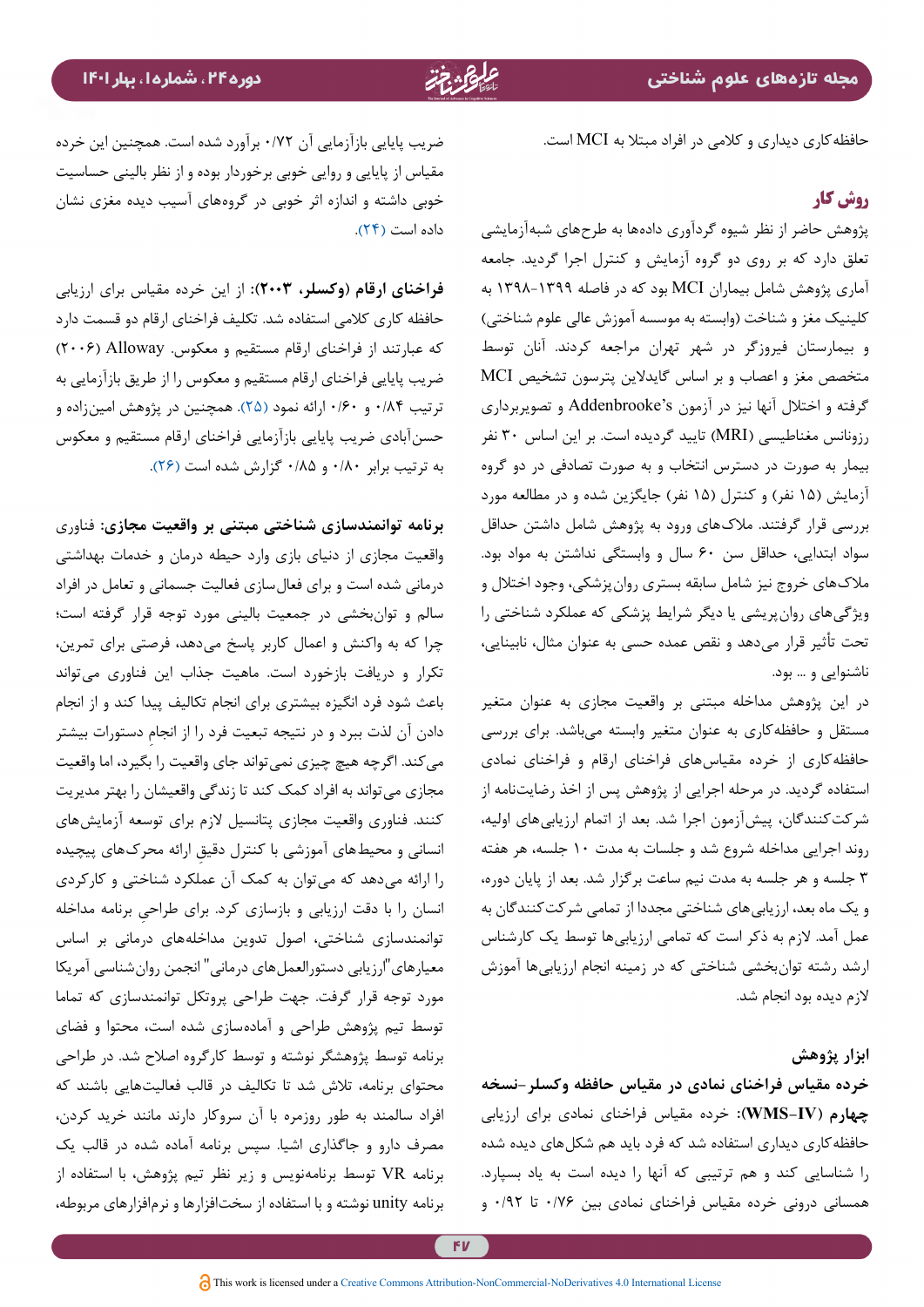حافظه‌کاری دیداری و کلامی در افراد مبتلا به MCI است.

## روش کار

پژوهش حاضر از نظر شیوه گردآوری داده‌ها به طرح‌های شبه‌آزمایشی تعلق دارد که بر روی دو گروه آزمایش و کنترل اجرا گردید. جامعه آماری پژوهش شامل بیماران MCI بود که در فاصله ۱۳۹۹-۱۳۹۸ به کلینیک مغز و شناخت (وابسته به موسسه آموزش عالی علوم شناختی) و بیمارستان فیروزگر در شهر تهران مراجعه کردند. آنان توسط متخصص مغز و اعصاب و بر اساس گایدلاین پترسون تشخیص MCI گرفته و اختلال آنها نیز در آزمون Addenbrooke's و تصویربرداری رزونانس مغناطیسی (MRI) تایید گردیده است. بر این اساس ۳۰ نفر بیمار به صورت در دسترس انتخاب و به صورت تصادفی در دو گروه آزمایش (۱۵ نفر) و کنترل (۱۵ نفر) جایگزین شده و در مطالعه مورد بررسی قرار گرفتند. ملاک‌های ورود به پژوهش شامل داشتن حداقل سواد ابتدایی، حداقل سن ۶۰ سال و وابستگی نداشتن به مواد بود. ملاک‌های خروج نیز شامل سابقه بستری روان‌پزشکی، وجود اختلال و ویژگی‌های روان‌پریشی یا دیگر شرایط پزشکی که عملکرد شناختی را تحت تأثیر قرار می‌دهد و نقص عمده حسی به عنوان مثال، نابینایی، ناشنوایی و ... بود.

در این پژوهش مداخله مبتنی بر واقعیت مجازی به عنوان متغیر مستقل و حافظه‌کاری به عنوان متغیر وابسته می‌باشد. برای بررسی حافظه‌کاری از خرده مقیاس‌های فراخنای ارقام و فراخنای نمادی استفاده گردید. در مرحله اجرایی از پژوهش پس از اخذ رضایت‌نامه از شرکت‌کنندگان، پیش‌آزمون اجرا شد. بعد از اتمام ارزیابی‌های اولیه، روند اجرایی مداخله شروع شد و جلسات به مدت ۱۰ جلسه، هر هفته ۳ جلسه و هر جلسه به مدت نیم ساعت برگزار شد. بعد از پایان دوره، و یک ماه بعد، ارزیابی‌های شناختی مجددا از تمامی شرکت‌کنندگان به عمل آمد. لازم به ذکر است که تمامی ارزیابی‌ها توسط یک کارشناس ارشد رشته توان‌بخشی شناختی که در زمینه انجام ارزیابی‌ها آموزش لازم دیده بود انجام شد.

### ابزار پژوهش

**خرده مقیاس فراخنای نمادی در مقیاس حافظه وکسلر-نسخه چهارم (WMS-IV):** خرده مقیاس فراخنای نمادی برای ارزیابی حافظه‌کاری دیداری استفاده شد که فرد باید هم شکل‌های دیده شده را شناسایی کند و هم ترتیبی که آنها را دیده است به یاد بسپارد. همسانی درونی خرده مقیاس فراخنای نمادی بین ۰/۷۶ تا ۰/۹۲ و ضریب پایایی بازآزمایی آن ۰/۷۲ برآورد شده است. همچنین این خرده مقیاس از پایایی و روایی خوبی برخوردار بوده و از نظر بالینی حساسیت خوبی داشته و اندازه اثر خوبی در گروه‌های آسیب دیده مغزی نشان داده است (۲۴).

**فراخنای ارقام (وکسلر، ۲۰۰۳):** از این خرده مقیاس برای ارزیابی حافظه کاری کلامی استفاده شد. تکلیف فراخنای ارقام دو قسمت دارد که عبارتند از فراخنای ارقام مستقیم و معکوس. Alloway (۲۰۰۶) ضریب پایایی فراخنای ارقام مستقیم و معکوس را از طریق بازآزمایی به ترتیب ۰/۸۴ و ۰/۶۰ ارائه نمود (۲۵). همچنین در پژوهش امین‌زاده و حسن‌آبادی ضریب پایایی بازآزمایی فراخنای ارقام مستقیم و معکوس به ترتیب برابر ۰/۸۰ و ۰/۸۵ گزارش شده است (۲۶).

**برنامه توانمندسازی شناختی مبتنی بر واقعیت مجازی:** فناوری واقعیت مجازی از دنیای بازی وارد حیطه درمان و خدمات بهداشتی درمانی شده است و برای فعال‌سازی فعالیت جسمانی و تعامل در افراد سالم و توان‌بخشی در جمعیت بالینی مورد توجه قرار گرفته است؛ چرا که به واکنش و اعمال کاربر پاسخ می‌دهد، فرصتی برای تمرین، تکرار و دریافت بازخورد است. ماهیت جذاب این فناوری می‌تواند باعث شود فرد انگیزه بیشتری برای انجام تکالیف پیدا کند و از انجام دادن آن لذت ببرد و در نتیجه تبعیت فرد را از انجامِ دستورات بیشتر می‌کند. اگرچه هیچ چیزی نمی‌تواند جای واقعیت را بگیرد، اما واقعیت مجازی می‌تواند به افراد کمک کند تا زندگی واقعیشان را بهتر مدیریت کنند. فناوری واقعیت مجازی پتانسیل لازم برای توسعه آزمایش‌های انسانی و محیط‌های آموزشی با کنترل دقیقِ ارائه محرک‌های پیچیده را ارائه می‌دهد که می‌توان به کمک آن عملکرد شناختی و کارکردی انسان را با دقت ارزیابی و بازسازی کرد. برای طراحیِ برنامه مداخله توانمندسازی شناختی، اصول تدوین مداخله‌های درمانی بر اساس معیارهای "ارزیابی دستورالعمل‌های درمانی" انجمن روان‌شناسی آمریکا مورد توجه قرار گرفت. جهت طراحی پروتکل توانمندسازی که تماما توسط تیم پژوهش طراحی و آماده‌سازی شده است، محتوا و فضای برنامه توسط پژوهشگر نوشته و توسط کارگروه اصلاح شد. در طراحی محتوای برنامه، تلاش شد تا تکالیف در قالب فعالیت‌هایی باشند که افراد سالمند به طور روزمره با آن سروکار دارند مانند خرید کردن، مصرف دارو و جاگذاری اشیا. سپس برنامه آماده شده در قالب یک برنامه VR توسط برنامه‌نویس و زیر نظر تیم پژوهش، با استفاده از برنامه unity نوشته و با استفاده از سخت‌افزارها و نرم‌افزارهای مربوطه،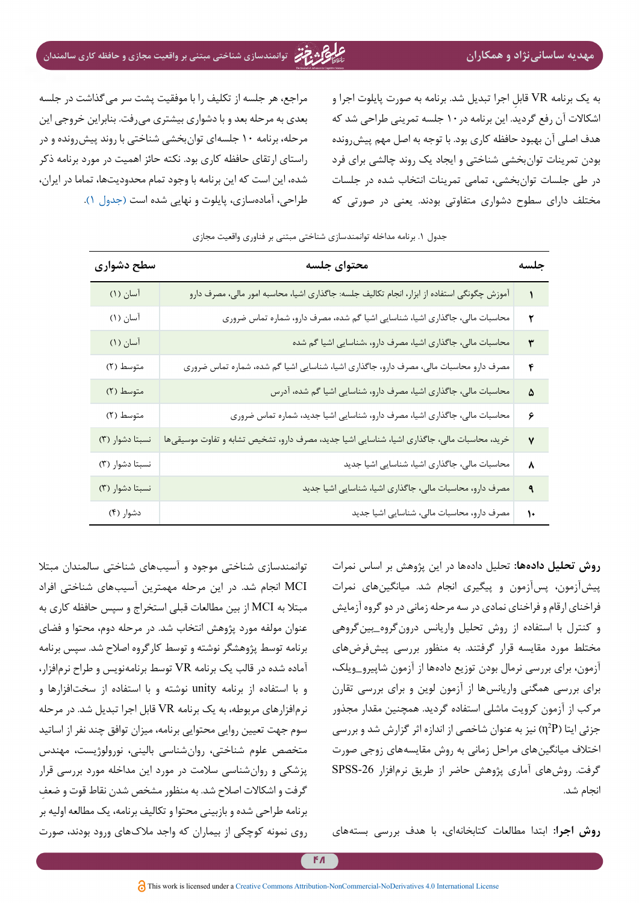به یک برنامه VR قابلِ اجرا تبدیل شد. برنامه به صورت پایلوت اجرا و اشکالات آن رفع گردید. این برنامه در ۱۰ جلسه تمرینی طراحی شد که هدف اصلی آن بهبود حافظه کاری بود. با توجه به اصل مهم پیش‌رونده بودن تمرینات توان‌بخشی شناختی و ایجاد یک روند چالشی برای فرد در طی جلسات توان‌بخشی، تمامی تمرینات انتخاب شده در جلسات مختلف دارای سطوح دشواری متفاوتی بودند. یعنی در صورتی که مراجع، هر جلسه از تکلیف را با موفقیت پشت سر می‌گذاشت در جلسه بعدی به مرحله بعد و با دشواری بیشتری می‌رفت. بنابراین خروجی این مرحله، برنامه ۱۰ جلسه‌ای توان‌بخشی شناختی با روند پیش‌رونده و در راستای ارتقای حافظه کاری بود. نکته حائز اهمیت در مورد برنامه ذکر شده، این است که این برنامه با وجود تمام محدودیت‌ها، تماما در ایران، طراحی، آماده‌سازی، پایلوت و نهایی شده است (جدول ۱).

جدول ۱. برنامه مداخله توانمندسازی شناختی مبتنی بر فناوری واقعیت مجازی

| جلسه | محتوای جلسه | سطح دشواری |
|---|---|---|
| ۱ | آموزش چگونگی استفاده از ابزار، انجام تکالیف جلسه: جاگذاری اشیا، محاسبه امور مالی، مصرف دارو | آسان (۱) |
| ۲ | محاسبات مالی، جاگذاری اشیا، شناسایی اشیا گم شده، مصرف دارو، شماره تماس ضروری | آسان (۱) |
| ۳ | محاسبات مالی، جاگذاری اشیا، مصرف دارو، ،شناسایی اشیا گم شده | آسان (۱) |
| ۴ | مصرف دارو محاسبات مالی، مصرف دارو، جاگذاری اشیا، شناسایی اشیا گم شده، شماره تماس ضروری | متوسط (۲) |
| ۵ | محاسبات مالی، جاگذاری اشیا، مصرف دارو، شناسایی اشیا گم شده، آدرس | متوسط (۲) |
| ۶ | محاسبات مالی، جاگذاری اشیا، مصرف دارو، شناسایی اشیا جدید، شماره تماس ضروری | متوسط (۲) |
| ۷ | خرید، محاسبات مالی، جاگذاری اشیا، شناسایی اشیا جدید، مصرف دارو، تشخیص تشابه و تفاوت موسیقی‌ها | نسبتا دشوار (۳) |
| ۸ | محاسبات مالی، جاگذاری اشیا، شناسایی اشیا جدید | نسبتا دشوار (۳) |
| ۹ | مصرف دارو، محاسبات مالی، جاگذاری اشیا، شناسایی اشیا جدید | نسبتا دشوار (۳) |
| ۱۰ | مصرف دارو، محاسبات مالی، شناسایی اشیا جدید | دشوار (۴) |

**روش تحلیل داده‌ها:** تحلیل داده‌ها در این پژوهش بر اساس نمرات پیش‌آزمون، پس‌آزمون و پیگیری انجام شد. میانگین‌های نمرات فراخنای ارقام و فراخنای نمادی در سه مرحله زمانی در دو گروه آزمایش و کنترل با استفاده از روش تحلیل واریانس درون‌گروه_بین‌گروهی مختلط مورد مقایسه قرار گرفتند. به منظور بررسی پیش‌فرض‌های آزمون، برای بررسی نرمال بودن توزیع داده‌ها از آزمون شاپیرو_ویلک، برای بررسی همگنی واریانس‌ها از آزمون لوین و برای بررسی تقارن مرکب از آزمون کرویت ماشلی استفاده گردید. همچنین مقدار مجذور جزئی ایتا ($\eta^2P$) نیز به عنوان شاخصی از اندازه اثر گزارش شد و بررسی اختلاف میانگین‌های مراحل زمانی به روش مقایسه‌های زوجی صورت گرفت. روش‌های آماری پژوهش حاضر از طریق نرم‌افزار SPSS-26 انجام شد.

**روش اجرا:** ابتدا مطالعات کتابخانه‌ای، با هدف بررسی بسته‌های توانمندسازی شناختی موجود و آسیب‌های شناختی سالمندان مبتلا MCI انجام شد. در این مرحله مهمترین آسیب‌های شناختی افراد مبتلا به MCI از بین مطالعات قبلی استخراج و سپس حافظه کاری به عنوان مولفه مورد پژوهش انتخاب شد. در مرحله دوم، محتوا و فضای برنامه توسط پژوهشگر نوشته و توسط کارگروه اصلاح شد. سپس برنامه آماده شده در قالب یک برنامه VR توسط برنامه‌نویس و طراح نرم‌افزار، و با استفاده از برنامه unity نوشته و با استفاده از سخت‌افزارها و نرم‌افزارهای مربوطه، به یک برنامه VR قابل اجرا تبدیل شد. در مرحله سوم جهت تعیین روایی محتوایی برنامه، میزان توافق چند نفر از اساتید متخصص علوم شناختی، روان‌شناسی بالینی، نورولوژیست، مهندس پزشکی و روان‌شناسی سلامت در مورد این مداخله مورد بررسی قرار گرفت و اشکالات اصلاح شد. به منظور مشخص شدن نقاط قوت و ضعفِ برنامه طراحی شده و بازبینی محتوا و تکالیف برنامه، یک مطالعه اولیه بر روی نمونه کوچکی از بیماران که واجد ملاک‌های ورود بودند، صورت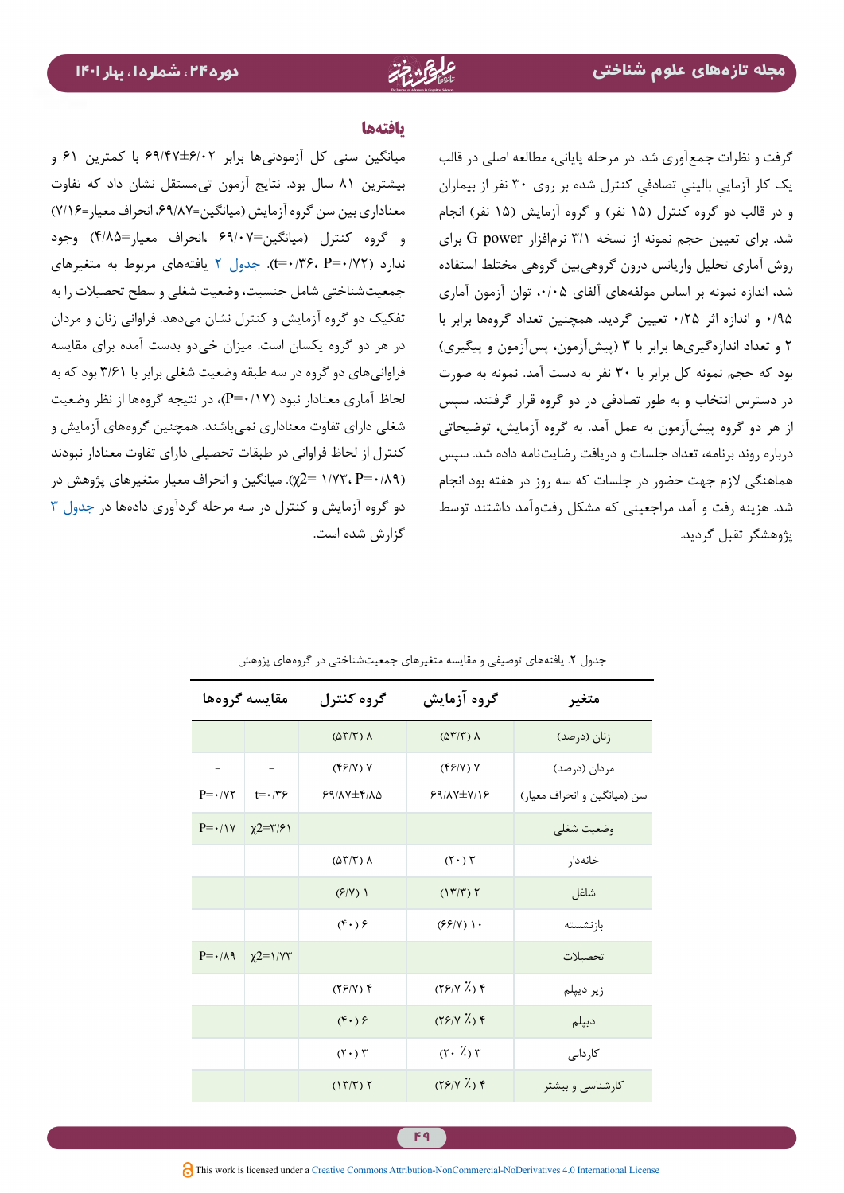گرفت و نظرات جمع‌آوری شد. در مرحله پایانی، مطالعه اصلی در قالب یک کار آزمایی بالینی تصادفی کنترل شده بر روی ۳۰ نفر از بیماران و در قالب دو گروه کنترل (۱۵ نفر) و گروه آزمایش (۱۵ نفر) انجام شد. برای تعیین حجم نمونه از نسخه ۳/۱ نرم‌افزار G power برای روش آماری تحلیل واریانس درون گروهی‌بین گروهی مختلط استفاده شد، اندازه نمونه بر اساس مولفه‌های آلفای ۰/۰۵، توان آزمون آماری ۰/۹۵ و اندازه اثر ۰/۲۵ تعیین گردید. همچنین تعداد گروه‌ها برابر با ۲ و تعداد اندازه‌گیری‌ها برابر با ۳ (پیش‌آزمون، پس‌آزمون و پیگیری) بود که حجم نمونه کل برابر با ۳۰ نفر به دست آمد. نمونه به صورت در دسترس انتخاب و به طور تصادفی در دو گروه قرار گرفتند. سپس از هر دو گروه پیش‌آزمون به عمل آمد. به گروه آزمایش، توضیحاتی درباره روند برنامه، تعداد جلسات و دریافت رضایت‌نامه داده شد. سپس هماهنگی لازم جهت حضور در جلسات که سه روز در هفته بود انجام شد. هزینه رفت و آمد مراجعینی که مشکل رفت‌وآمد داشتند توسط پژوهشگر تقبل گردید.

## یافته‌ها

میانگین سنی کل آزمودنی‌ها برابر ۶/۰۲±۶۹/۴۷ با کمترین ۶۱ و بیشترین ۸۱ سال بود. نتایج آزمون تی‌مستقل نشان داد که تفاوت معناداری بین سن گروه آزمایش (میانگین=۶۹/۸۷، انحراف معیار=۷/۱۶) و گروه کنترل (میانگین=۶۹/۰۷، انحراف معیار=۴/۸۵) وجود ندارد (t=۰/۳۶، P=۰/۷۲). جدول ۲ یافته‌های مربوط به متغیرهای جمعیت‌شناختی شامل جنسیت، وضعیت شغلی و سطح تحصیلات را به تفکیک دو گروه آزمایش و کنترل نشان می‌دهد. فراوانی زنان و مردان در هر دو گروه یکسان است. میزان خی‌دو بدست آمده برای مقایسه فراوانی‌های دو گروه در سه طبقه وضعیت شغلی برابر با ۳/۶۱ بود که به لحاظ آماری معنادار نبود (P=۰/۱۷)، در نتیجه گروه‌ها از نظر وضعیت شغلی دارای تفاوت معناداری نمی‌باشند. همچنین گروه‌های آزمایش و کنترل از لحاظ فراوانی در طبقات تحصیلی دارای تفاوت معنادار نبودند ($\chi^2$= ۱/۷۳، P=۰/۸۹). میانگین و انحراف معیار متغیرهای پژوهش در دو گروه آزمایش و کنترل در سه مرحله گردآوری داده‌ها در جدول ۳ گزارش شده است.

جدول ۲. یافته‌های توصیفی و مقایسه متغیرهای جمعیت‌شناختی در گروه‌های پژوهش

| متغیر | گروه آزمایش | گروه کنترل | مقایسه گروه‌ها | |
|---|---|---|---|---|
| زنان (درصد) | ۸ (۵۳/۳) | ۸ (۵۳/۳) | | |
| مردان (درصد) | ۷ (۴۶/۷) | ۷ (۴۶/۷) | - | - |
| سن (میانگین و انحراف معیار) | ۶۹/۸۷±۷/۱۶ | ۶۹/۸۷±۴/۸۵ | t=۰/۳۶ | P=۰/۷۲ |
| وضعیت شغلی | | | $\chi^2$=۳/۶۱ | P=۰/۱۷ |
| خانه‌دار | ۳ (۲۰) | ۸ (۵۳/۳) | | |
| شاغل | ۲ (۱۳/۳) | ۱ (۶/۷) | | |
| بازنشسته | ۱۰ (۶۶/۷) | ۶ (۴۰) | | |
| تحصیلات | | | $\chi^2$=۱/۷۳ | P=۰/۸۹ |
| زیر دیپلم | ۴ (۲۶/۷ ٪) | ۴ (۲۶/۷) | | |
| دیپلم | ۴ (۲۶/۷ ٪) | ۶ (۴۰) | | |
| کاردانی | ۳ (۲۰ ٪) | ۳ (۲۰) | | |
| کارشناسی و بیشتر | ۴ (۲۶/۷ ٪) | ۲ (۱۳/۳) | | |

This work is licensed under a Creative Commons Attribution-NonCommercial-NoDerivatives 4.0 International License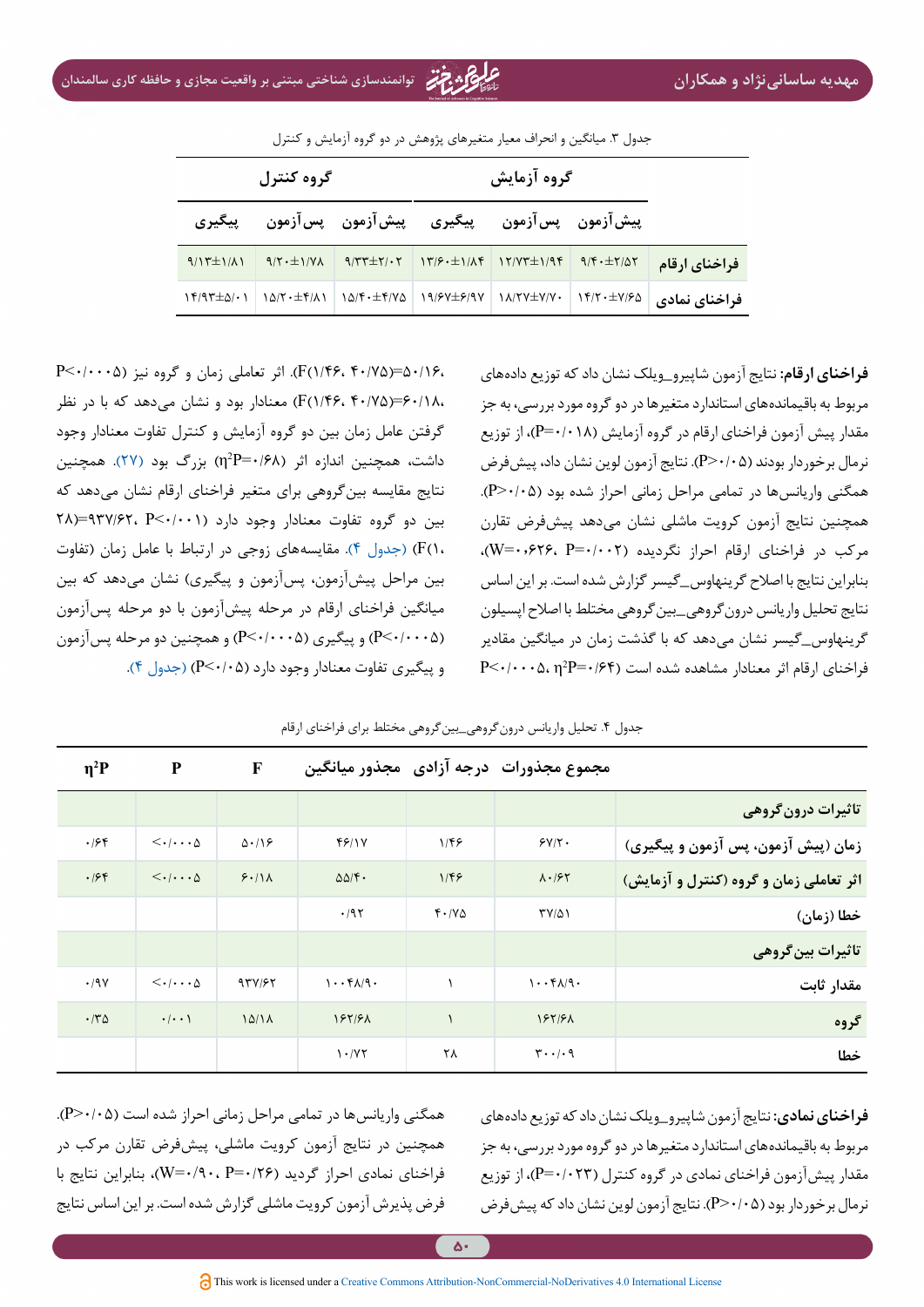جدول ۳. میانگین و انحراف معیار متغیرهای پژوهش در دو گروه آزمایش و کنترل

| | گروه آزمایش | | | گروه کنترل | | |
|---|---|---|---|---|---|---|
| | پیش‌آزمون | پس‌آزمون | پیگیری | پیش‌آزمون | پس‌آزمون | پیگیری |
| فراخنای ارقام | ۹/۴۰±۲/۵۲ | ۱۲/۷۳±۱/۹۴ | ۱۳/۶۰±۱/۸۴ | ۹/۳۳±۲/۰۲ | ۹/۲۰±۱/۷۸ | ۹/۱۳±۱/۸۱ |
| فراخنای نمادی | ۱۴/۲۰±۷/۶۵ | ۱۸/۲۷±۷/۷۰ | ۱۹/۶۷±۶/۹۷ | ۱۵/۴۰±۴/۷۵ | ۱۵/۲۰±۴/۸۱ | ۱۴/۹۳±۵/۰۱ |

**فراخنای ارقام:** نتایج آزمون شاپیرو_ویلک نشان داد که توزیع داده‌های مربوط به باقیمانده‌های استاندارد متغیرها در دو گروه مورد بررسی، به جز مقدار پیش آزمون فراخنای ارقام در گروه آزمایش (P=۰/۰۱۸)، از توزیع نرمال برخوردار بودند (P>۰/۰۵). نتایج آزمون لوین نشان داد، پیش‌فرض همگنی واریانس‌ها در تمامی مراحل زمانی احراز شده بود (P>۰/۰۵). همچنین نتایج آزمون کرویت ماشلی نشان می‌دهد پیش‌فرض تقارن مرکب در فراخنای ارقام احراز نگردیده (W=۰/۶۲۶، P=۰/۰۰۲)، بنابراین نتایج با اصلاح گرینهاوس_گیسر گزارش شده است. بر این اساس نتایج تحلیل واریانس درون‌گروهی_بین‌گروهی مختلط با اصلاح اپسیلون گرینهاوس_گیسر نشان می‌دهد که با گذشت زمان در میانگین مقادیر فراخنای ارقام اثر معنادار مشاهده شده است (P<۰/۰۰۰۵، η²P=۰/۶۴، F(۱/۴۶، ۴۰/۷۵)=۵۰/۱۶). اثر تعاملی زمان و گروه نیز (P<۰/۰۰۰۵، F(۱/۴۶، ۴۰/۷۵)=۶۰/۱۸) معنادار بود و نشان می‌دهد که با در نظر گرفتن عامل زمان بین دو گروه آزمایش و کنترل تفاوت معنادار وجود داشت، همچنین اندازه اثر (η²P=۰/۶۸) بزرگ بود (۲۷). همچنین نتایج مقایسه بین‌گروهی برای متغیر فراخنای ارقام نشان می‌دهد که بین دو گروه تفاوت معنادار وجود دارد (P<۰/۰۰۱، F(۱، ۲۸)=۹۳۷/۶۲) (جدول ۴). مقایسه‌های زوجی در ارتباط با عامل زمان (تفاوت بین مراحل پیش‌آزمون، پس‌آزمون و پیگیری) نشان می‌دهد که بین میانگین فراخنای ارقام در مرحله پیش‌آزمون با دو مرحله پس‌آزمون (P<۰/۰۰۰۵) و پیگیری (P<۰/۰۰۰۵) و همچنین دو مرحله پس‌آزمون و پیگیری تفاوت معنادار وجود دارد (P<۰/۰۵) (جدول ۴).

جدول ۴. تحلیل واریانس درون‌گروهی_بین‌گروهی مختلط برای فراخنای ارقام

| | مجموع مجذورات | درجه آزادی | مجذور میانگین | F | P | η²P |
|---|---|---|---|---|---|---|
| **تاثیرات درون‌گروهی** | | | | | | |
| زمان (پیش آزمون، پس آزمون و پیگیری) | ۶۷/۲۰ | ۱/۴۶ | ۴۶/۱۷ | ۵۰/۱۶ | <۰/۰۰۰۵ | ۰/۶۴ |
| اثر تعاملی زمان و گروه (کنترل و آزمایش) | ۸۰/۶۲ | ۱/۴۶ | ۵۵/۴۰ | ۶۰/۱۸ | <۰/۰۰۰۵ | ۰/۶۴ |
| خطا (زمان) | ۳۷/۵۱ | ۴۰/۷۵ | ۰/۹۲ | | | |
| **تاثیرات بین‌گروهی** | | | | | | |
| مقدار ثابت | ۱۰۰۴۸/۹۰ | ۱ | ۱۰۰۴۸/۹۰ | ۹۳۷/۶۲ | <۰/۰۰۰۵ | ۰/۹۷ |
| گروه | ۱۶۲/۶۸ | ۱ | ۱۶۲/۶۸ | ۱۵/۱۸ | ۰/۰۰۱ | ۰/۳۵ |
| خطا | ۳۰۰/۰۹ | ۲۸ | ۱۰/۷۲ | | | |

**فراخنای نمادی:** نتایج آزمون شاپیرو_ویلک نشان داد که توزیع داده‌های مربوط به باقیمانده‌های استاندارد متغیرها در دو گروه مورد بررسی، به جز مقدار پیش‌آزمون فراخنای نمادی در گروه کنترل (P=۰/۰۲۳)، از توزیع نرمال برخوردار بود (P>۰/۰۵). نتایج آزمون لوین نشان داد که پیش‌فرض همگنی واریانس‌ها در تمامی مراحل زمانی احراز شده است (P>۰/۰۵). همچنین در نتایج آزمون کرویت ماشلی، پیش‌فرض تقارن مرکب در فراخنای نمادی احراز گردید (W=۰/۹۰، P=۰/۲۶)، بنابراین نتایج با فرض پذیرش آزمون کرویت ماشلی گزارش شده است. بر این اساس نتایج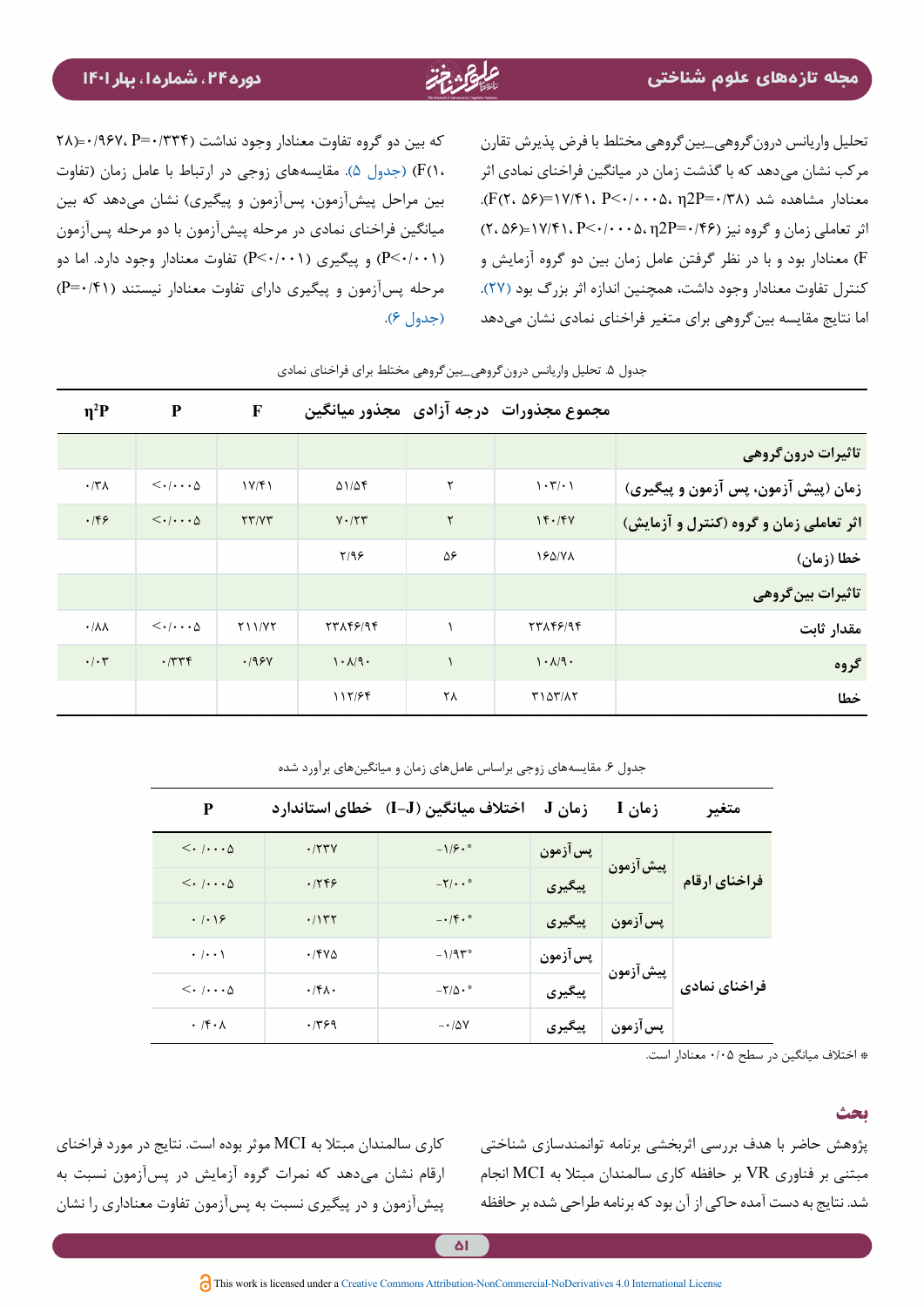تحلیل واریانس درون‌گروهی_بین‌گروهی مختلط با فرض پذیرش تقارن مرکب نشان می‌دهد که با گذشت زمان در میانگین فراخنای نمادی اثر معنادار مشاهده شد ($F(2, 56)=17/41$، $P<0/0005$، $\eta 2P=0/38$). اثر تعاملی زمان و گروه نیز ($F(2, 56)=17/41$، $P<0/0005$، $\eta 2P=0/46$) معنادار بود و با در نظر گرفتن عامل زمان بین دو گروه آزمایش و کنترل تفاوت معنادار وجود داشت، همچنین اندازه اثر بزرگ بود (۲۷). اما نتایج مقایسه بین‌گروهی برای متغیر فراخنای نمادی نشان می‌دهد که بین دو گروه تفاوت معنادار وجود نداشت ($F(1, 28)=0/967$، $P=0/334$) (جدول ۵). مقایسه‌های زوجی در ارتباط با عامل زمان (تفاوت بین مراحل پیش‌آزمون، پس‌آزمون و پیگیری) نشان می‌دهد که بین میانگین فراخنای نمادی در مرحله پیش‌آزمون با دو مرحله پس‌آزمون ($P<0/001$) و پیگیری ($P<0/001$) تفاوت معنادار وجود دارد. اما دو مرحله پس‌آزمون و پیگیری دارای تفاوت معنادار نیستند ($P=0/41$) (جدول ۶).

جدول ۵. تحلیل واریانس درون‌گروهی_بین‌گروهی مختلط برای فراخنای نمادی

| | مجموع مجذورات | درجه آزادی | مجذور میانگین | F | P | $\eta^2P$ |
|---|---|---|---|---|---|---|
| **تاثیرات درون‌گروهی** | | | | | | |
| زمان (پیش آزمون، پس آزمون و پیگیری) | ۱۰۳/۰۱ | ۲ | ۵۱/۵۴ | ۱۷/۴۱ | <۰/۰۰۰۵ | ۰/۳۸ |
| اثر تعاملی زمان و گروه (کنترل و آزمایش) | ۱۴۰/۴۷ | ۲ | ۷۰/۲۳ | ۲۳/۷۳ | <۰/۰۰۰۵ | ۰/۴۶ |
| خطا (زمان) | ۱۶۵/۷۸ | ۵۶ | ۲/۹۶ | | | |
| **تاثیرات بین‌گروهی** | | | | | | |
| مقدار ثابت | ۲۳۸۴۶/۹۴ | ۱ | ۲۳۸۴۶/۹۴ | ۲۱۱/۷۲ | <۰/۰۰۰۵ | ۰/۸۸ |
| گروه | ۱۰۸/۹۰ | ۱ | ۱۰۸/۹۰ | ۰/۹۶۷ | ۰/۳۳۴ | ۰/۰۳ |
| خطا | ۳۱۵۳/۸۲ | ۲۸ | ۱۱۲/۶۴ | | | |

جدول ۶. مقایسه‌های زوجی براساس عامل‌های زمان و میانگین‌های برآورد شده

| متغیر | زمان I | زمان J | اختلاف میانگین (I-J) | خطای استاندارد | P |
|---|---|---|---|---|---|
| فراخنای ارقام | پیش‌آزمون | پس‌آزمون | -۱/۶۰* | ۰/۲۳۷ | <۰/۰۰۰۵ |
| | | پیگیری | -۲/۰۰* | ۰/۲۴۶ | <۰/۰۰۰۵ |
| | پس‌آزمون | پیگیری | -۰/۴۰* | ۰/۱۳۲ | ۰/۰۱۶ |
| فراخنای نمادی | پیش‌آزمون | پس‌آزمون | -۱/۹۳* | ۰/۴۷۵ | ۰/۰۰۱ |
| | | پیگیری | -۲/۵۰* | ۰/۴۸۰ | <۰/۰۰۰۵ |
| | پس‌آزمون | پیگیری | -۰/۵۷ | ۰/۳۶۹ | ۰/۴۰۸ |

* اختلاف میانگین در سطح ۰/۰۵ معنادار است.

## بحث

پژوهش حاضر با هدف بررسی اثربخشی برنامه توانمندسازی شناختی مبتنی بر فناوری VR بر حافظه کاری سالمندان مبتلا به MCI انجام شد. نتایج به دست آمده حاکی از آن بود که برنامه طراحی شده بر حافظه کاری سالمندان مبتلا به MCI موثر بوده است. نتایج در مورد فراخنای ارقام نشان می‌دهد که نمرات گروه آزمایش در پس‌آزمون نسبت به پیش‌آزمون و در پیگیری نسبت به پس‌آزمون تفاوت معناداری را نشان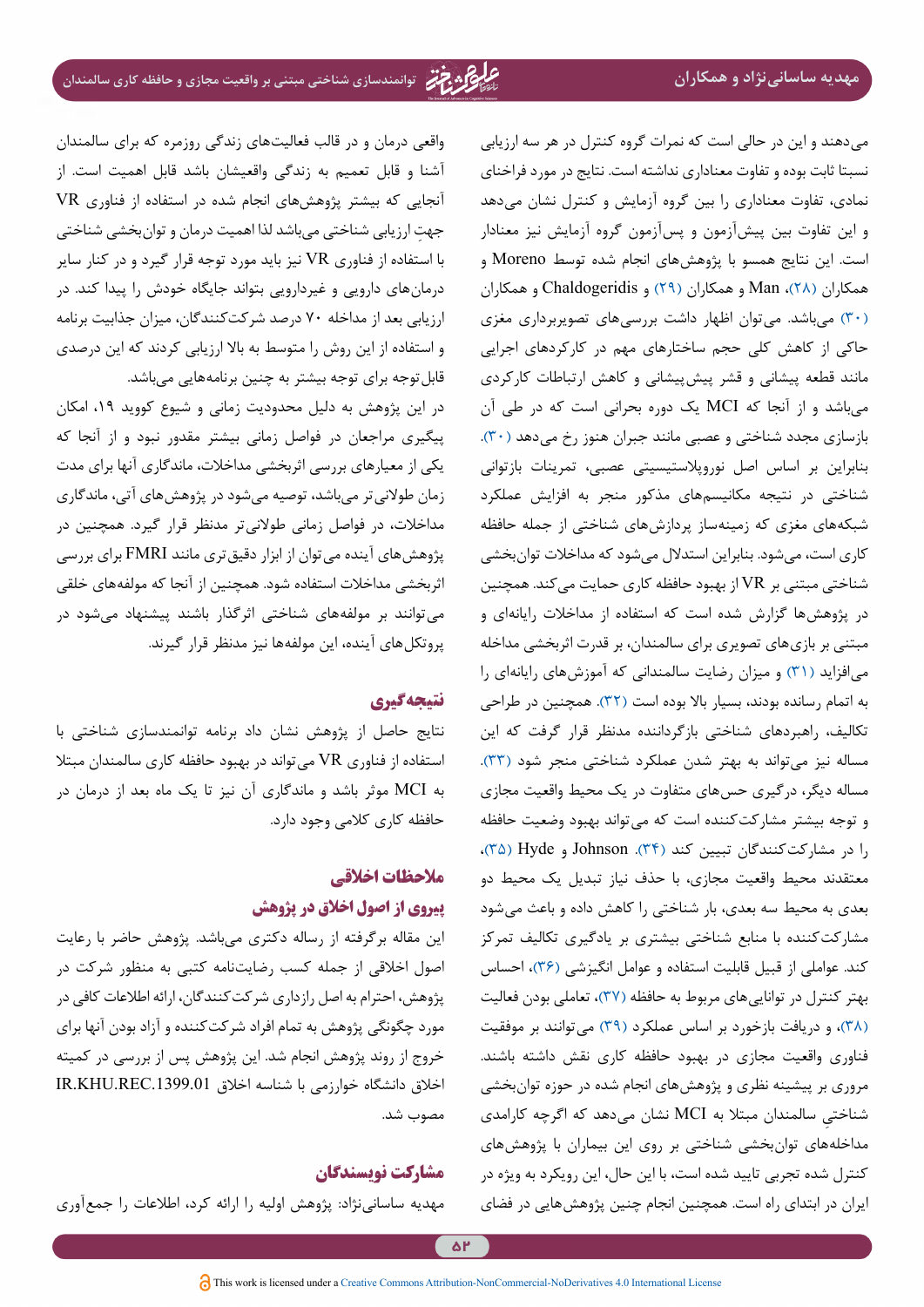می‌دهند و این در حالی است که نمرات گروه کنترل در هر سه ارزیابی نسبتا ثابت بوده و تفاوت معناداری نداشته است. نتایج در مورد فراخنای نمادی، تفاوت معناداری را بین گروه آزمایش و کنترل نشان می‌دهد و این تفاوت بین پیش‌آزمون و پس‌آزمون گروه آزمایش نیز معنادار است. این نتایج همسو با پژوهش‌های انجام شده توسط Moreno و همکاران (۲۸)، Man و همکاران (۲۹) و Chaldogeridis و همکاران (۳۰) می‌باشد. می‌توان اظهار داشت بررسی‌های تصویربرداری مغزی حاکی از کاهش کلی حجم ساختارهای مهم در کارکردهای اجرایی مانند قطعه پیشانی و قشر پیش‌پیشانی و کاهش ارتباطات کارکردی می‌باشد و از آنجا که MCI یک دوره بحرانی است که در طی آن بازسازی مجدد شناختی و عصبی مانند جبران هنوز رخ می‌دهد (۳۰). بنابراین بر اساس اصل نوروپلاستیسیتی عصبی، تمرینات بازتوانی شناختی در نتیجه مکانیسم‌های مذکور منجر به افزایش عملکرد شبکه‌های مغزی که زمینه‌ساز پردازش‌های شناختی از جمله حافظه کاری است، می‌شود. بنابراین استدلال می‌شود که مداخلات توان‌بخشی شناختی مبتنی بر VR از بهبود حافظه کاری حمایت می‌کند. همچنین در پژوهش‌ها گزارش شده است که استفاده از مداخلات رایانه‌ای و مبتنی بر بازی‌های تصویری برای سالمندان، بر قدرت اثربخشی مداخله می‌افزاید (۳۱) و میزان رضایت سالمندانی که آموزش‌های رایانه‌ای را به اتمام رساندند، بسیار بالا بوده است (۳۲). همچنین در طراحی تکالیف، راهبردهای شناختی بازگرداننده مدنظر قرار گرفت که این مساله نیز می‌تواند به بهتر شدن عملکرد شناختی منجر شود (۳۳). مساله دیگر، درگیری حس‌های متفاوت در یک محیط واقعیت مجازی و توجه بیشتر مشارکت‌کننده است که می‌تواند بهبود وضعیت حافظه را در مشارکت‌کنندگان تبیین کند (۳۴). Johnson و Hyde (۳۵)، معتقدند محیط واقعیت مجازی، با حذف نیاز تبدیل یک محیط دو بعدی به محیط سه بعدی، بار شناختی را کاهش داده و باعث می‌شود مشارکت‌کننده با منابع شناختی بیشتری بر یادگیری تکالیف تمرکز کند. عواملی از قبیل قابلیت استفاده و عوامل انگیزشی (۳۶)، احساس بهتر کنترل در توانایی‌های مربوط به حافظه (۳۷)، تعاملی بودن فعالیت (۳۸)، و دریافت بازخورد بر اساس عملکرد (۳۹) می‌توانند بر موفقیت فناوری واقعیت مجازی در بهبود حافظه کاری نقش داشته باشند. مروری بر پیشینه نظری و پژوهش‌های انجام شده در حوزه توان‌بخشی شناختیِ سالمندان مبتلا به MCI نشان می‌دهد که اگرچه کارامدی مداخله‌های توان‌بخشی شناختی بر روی این بیماران با پژوهش‌های کنترل شده تجربی تایید شده است، با این حال، این رویکرد به ویژه در ایران در ابتدای راه است. همچنین انجام چنین پژوهش‌هایی در فضای واقعی درمان و در قالب فعالیت‌های زندگی روزمره که برای سالمندان آشنا و قابل تعمیم به زندگی واقعیشان باشد قابل اهمیت است. از آنجایی که بیشتر پژوهش‌های انجام شده در استفاده از فناوری VR جهتِ ارزیابی شناختی می‌باشد لذا اهمیت درمان و توان‌بخشی شناختی با استفاده از فناوری VR نیز باید مورد توجه قرار گیرد و در کنار سایر درمان‌های دارویی و غیردارویی بتواند جایگاه خودش را پیدا کند. در ارزیابی بعد از مداخله ۷۰ درصد شرکت‌کنندگان، میزان جذابیت برنامه و استفاده از این روش را متوسط به بالا ارزیابی کردند که این درصدی قابل‌توجه برای توجه بیشتر به چنین برنامه‌هایی می‌باشد.

در این پژوهش به دلیل محدودیت زمانی و شیوع کووید ۱۹، امکان پیگیری مراجعان در فواصل زمانی بیشتر مقدور نبود و از آنجا که یکی از معیارهای بررسی اثربخشی مداخلات، ماندگاری آنها برای مدت زمان طولانی‌تر می‌باشد، توصیه می‌شود در پژوهش‌های آتی، ماندگاری مداخلات، در فواصل زمانی طولانی‌تر مدنظر قرار گیرد. همچنین در پژوهش‌های آینده می‌توان از ابزار دقیق‌تری مانند FMRI برای بررسی اثربخشی مداخلات استفاده شود. همچنین از آنجا که مولفه‌های خلقی می‌توانند بر مولفه‌های شناختی اثرگذار باشند پیشنهاد می‌شود در پروتکل‌های آینده، این مولفه‌ها نیز مدنظر قرار گیرند.

## نتیجه‌گیری

نتایج حاصل از پژوهش نشان داد برنامه توانمندسازی شناختی با استفاده از فناوری VR می‌تواند در بهبود حافظه کاری سالمندان مبتلا به MCI موثر باشد و ماندگاری آن نیز تا یک ماه بعد از درمان در حافظه کاری کلامی وجود دارد.

## ملاحظات اخلاقی

### پیروی از اصول اخلاق در پژوهش

این مقاله برگرفته از رساله دکتری می‌باشد. پژوهش حاضر با رعایت اصول اخلاقی از جمله کسب رضایت‌نامه کتبی به منظور شرکت در پژوهش، احترام به اصل رازداری شرکت‌کنندگان، ارائه اطلاعات کافی در مورد چگونگی پژوهش به تمام افراد شرکت‌کننده و آزاد بودن آنها برای خروج از روند پژوهش انجام شد. این پژوهش پس از بررسی در کمیته اخلاق دانشگاه خوارزمی با شناسه اخلاق IR.KHU.REC.1399.01 مصوب شد.

## مشارکت نویسندگان

مهدیه ساسانی‌نژاد: پژوهش اولیه را ارائه کرد، اطلاعات را جمع‌آوری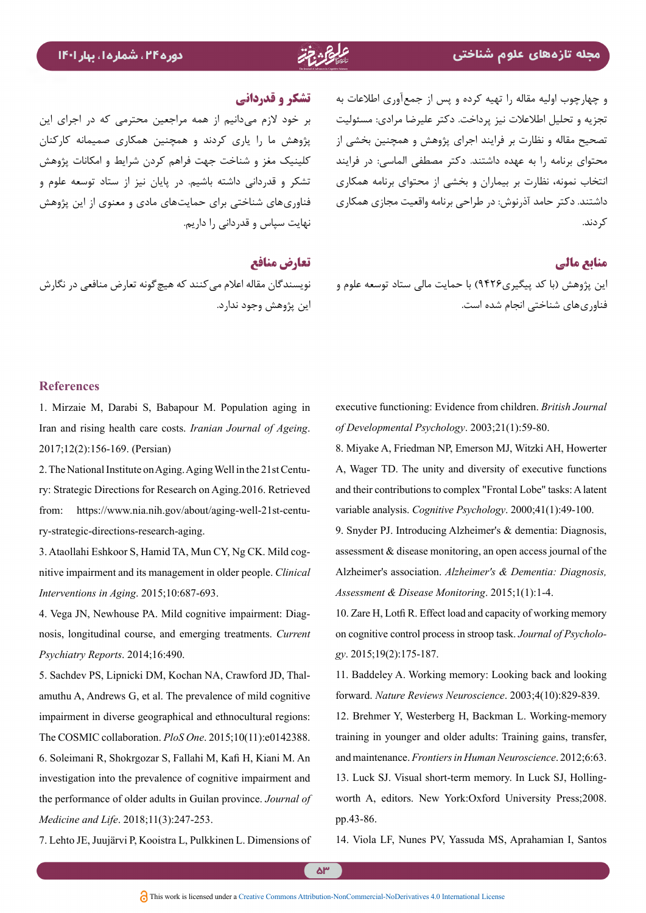و چهارچوب اولیه مقاله را تهیه کرده و پس از جمع‌آوری اطلاعات به تجزیه و تحلیل اطلاعات نیز پرداخت. دکتر علیرضا مرادی: مسئولیت تصحیح مقاله و نظارت بر فرایند اجرای پژوهش و همچنین بخشی از محتوای برنامه را به عهده داشتند. دکتر مصطفی الماسی: در فرایند انتخاب نمونه، نظارت بر بیماران و بخشی از محتوای برنامه همکاری داشتند. دکتر حامد آذرنوش: در طراحی برنامه واقعیت مجازی همکاری کردند.

## منابع مالی

این پژوهش (با کد پیگیری۹۴۲۶) با حمایت مالی ستاد توسعه علوم و فناوری‌های شناختی انجام شده است.

## تشکر و قدردانی

بر خود لازم می‌دانیم از همه مراجعین محترمی که در اجرای این پژوهش ما را یاری کردند و همچنین همکاری صمیمانه کارکنان کلینیک مغز و شناخت جهت فراهم کردن شرایط و امکانات پژوهش تشکر و قدردانی داشته باشیم. در پایان نیز از ستاد توسعه علوم و فناوری‌های شناختی برای حمایت‌های مادی و معنوی از این پژوهش نهایت سپاس و قدردانی را داریم.

## تعارض منافع

نویسندگان مقاله اعلام می‌کنند که هیچ‌گونه تعارض منافعی در نگارش این پژوهش وجود ندارد.

## References

1. Mirzaie M, Darabi S, Babapour M. Population aging in Iran and rising health care costs. *Iranian Journal of Ageing*. 2017;12(2):156-169. (Persian)
2. The National Institute on Aging. Aging Well in the 21st Century: Strategic Directions for Research on Aging.2016. Retrieved from: https://www.nia.nih.gov/about/aging-well-21st-century-strategic-directions-research-aging.
3. Ataollahi Eshkoor S, Hamid TA, Mun CY, Ng CK. Mild cognitive impairment and its management in older people. *Clinical Interventions in Aging*. 2015;10:687-693.
4. Vega JN, Newhouse PA. Mild cognitive impairment: Diagnosis, longitudinal course, and emerging treatments. *Current Psychiatry Reports*. 2014;16:490.
5. Sachdev PS, Lipnicki DM, Kochan NA, Crawford JD, Thalamuthu A, Andrews G, et al. The prevalence of mild cognitive impairment in diverse geographical and ethnocultural regions: The COSMIC collaboration. *PloS One*. 2015;10(11):e0142388.
6. Soleimani R, Shokrgozar S, Fallahi M, Kafi H, Kiani M. An investigation into the prevalence of cognitive impairment and the performance of older adults in Guilan province. *Journal of Medicine and Life*. 2018;11(3):247-253.
7. Lehto JE, Juujärvi P, Kooistra L, Pulkkinen L. Dimensions of executive functioning: Evidence from children. *British Journal of Developmental Psychology*. 2003;21(1):59-80.
8. Miyake A, Friedman NP, Emerson MJ, Witzki AH, Howerter A, Wager TD. The unity and diversity of executive functions and their contributions to complex "Frontal Lobe" tasks: A latent variable analysis. *Cognitive Psychology*. 2000;41(1):49-100.
9. Snyder PJ. Introducing Alzheimer's & dementia: Diagnosis, assessment & disease monitoring, an open access journal of the Alzheimer's association. *Alzheimer's & Dementia: Diagnosis, Assessment & Disease Monitoring*. 2015;1(1):1-4.
10. Zare H, Lotfi R. Effect load and capacity of working memory on cognitive control process in stroop task. *Journal of Psychology*. 2015;19(2):175-187.
11. Baddeley A. Working memory: Looking back and looking forward. *Nature Reviews Neuroscience*. 2003;4(10):829-839.
12. Brehmer Y, Westerberg H, Backman L. Working-memory training in younger and older adults: Training gains, transfer, and maintenance. *Frontiers in Human Neuroscience*. 2012;6:63.
13. Luck SJ. Visual short-term memory. In Luck SJ, Hollingworth A, editors. New York:Oxford University Press;2008. pp.43-86.
14. Viola LF, Nunes PV, Yassuda MS, Aprahamian I, Santos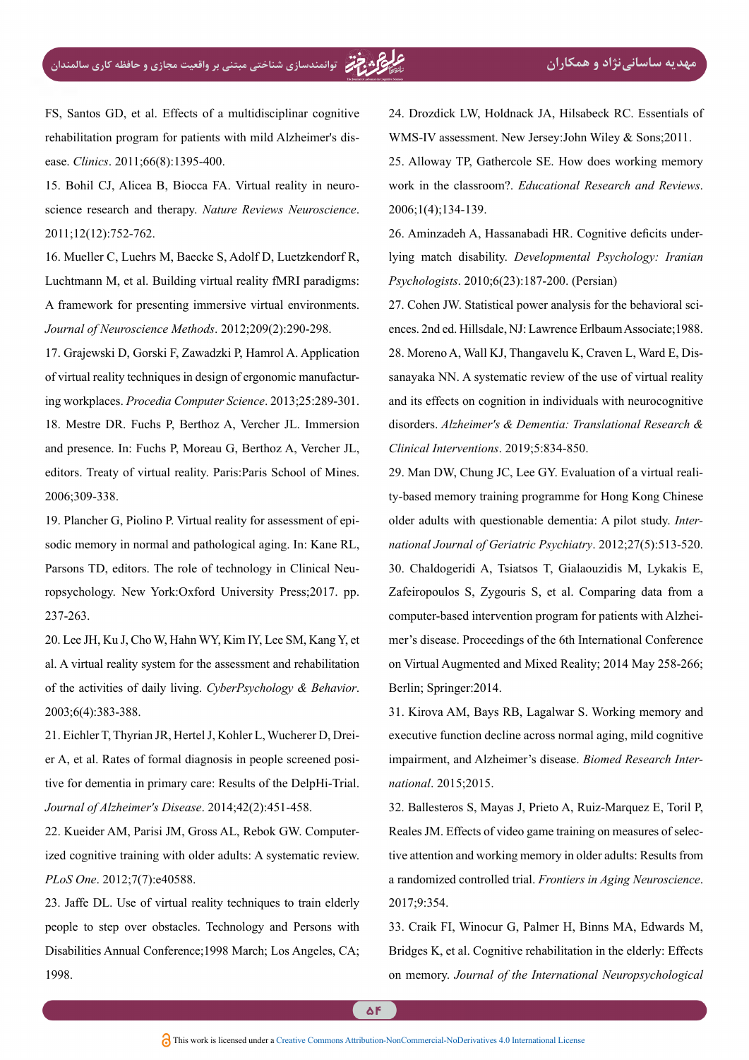FS, Santos GD, et al. Effects of a multidisciplinar cognitive rehabilitation program for patients with mild Alzheimer's disease. *Clinics*. 2011;66(8):1395-400.

15. Bohil CJ, Alicea B, Biocca FA. Virtual reality in neuroscience research and therapy. *Nature Reviews Neuroscience*. 2011;12(12):752-762.

16. Mueller C, Luehrs M, Baecke S, Adolf D, Luetzkendorf R, Luchtmann M, et al. Building virtual reality fMRI paradigms: A framework for presenting immersive virtual environments. *Journal of Neuroscience Methods*. 2012;209(2):290-298.

17. Grajewski D, Gorski F, Zawadzki P, Hamrol A. Application of virtual reality techniques in design of ergonomic manufacturing workplaces. *Procedia Computer Science*. 2013;25:289-301.

18. Mestre DR. Fuchs P, Berthoz A, Vercher JL. Immersion and presence. In: Fuchs P, Moreau G, Berthoz A, Vercher JL, editors. Treaty of virtual reality. Paris:Paris School of Mines. 2006;309-338.

19. Plancher G, Piolino P. Virtual reality for assessment of episodic memory in normal and pathological aging. In: Kane RL, Parsons TD, editors. The role of technology in Clinical Neuropsychology. New York:Oxford University Press;2017. pp. 237-263.

20. Lee JH, Ku J, Cho W, Hahn WY, Kim IY, Lee SM, Kang Y, et al. A virtual reality system for the assessment and rehabilitation of the activities of daily living. *CyberPsychology & Behavior*. 2003;6(4):383-388.

21. Eichler T, Thyrian JR, Hertel J, Kohler L, Wucherer D, Dreier A, et al. Rates of formal diagnosis in people screened positive for dementia in primary care: Results of the DelpHi-Trial. *Journal of Alzheimer's Disease*. 2014;42(2):451-458.

22. Kueider AM, Parisi JM, Gross AL, Rebok GW. Computerized cognitive training with older adults: A systematic review. *PLoS One*. 2012;7(7):e40588.

23. Jaffe DL. Use of virtual reality techniques to train elderly people to step over obstacles. Technology and Persons with Disabilities Annual Conference;1998 March; Los Angeles, CA; 1998.

24. Drozdick LW, Holdnack JA, Hilsabeck RC. Essentials of WMS-IV assessment. New Jersey:John Wiley & Sons;2011.

25. Alloway TP, Gathercole SE. How does working memory work in the classroom?. *Educational Research and Reviews*. 2006;1(4);134-139.

26. Aminzadeh A, Hassanabadi HR. Cognitive deficits underlying match disability. *Developmental Psychology: Iranian Psychologists*. 2010;6(23):187-200. (Persian)

27. Cohen JW. Statistical power analysis for the behavioral sciences. 2nd ed. Hillsdale, NJ: Lawrence Erlbaum Associate;1988.

28. Moreno A, Wall KJ, Thangavelu K, Craven L, Ward E, Dissanayaka NN. A systematic review of the use of virtual reality and its effects on cognition in individuals with neurocognitive disorders. *Alzheimer's & Dementia: Translational Research & Clinical Interventions*. 2019;5:834-850.

29. Man DW, Chung JC, Lee GY. Evaluation of a virtual reality-based memory training programme for Hong Kong Chinese older adults with questionable dementia: A pilot study. *International Journal of Geriatric Psychiatry*. 2012;27(5):513-520.

30. Chaldogeridi A, Tsiatsos T, Gialaouzidis M, Lykakis E, Zafeiropoulos S, Zygouris S, et al. Comparing data from a computer-based intervention program for patients with Alzheimer's disease. Proceedings of the 6th International Conference on Virtual Augmented and Mixed Reality; 2014 May 258-266; Berlin; Springer:2014.

31. Kirova AM, Bays RB, Lagalwar S. Working memory and executive function decline across normal aging, mild cognitive impairment, and Alzheimer's disease. *Biomed Research International*. 2015;2015.

32. Ballesteros S, Mayas J, Prieto A, Ruiz-Marquez E, Toril P, Reales JM. Effects of video game training on measures of selective attention and working memory in older adults: Results from a randomized controlled trial. *Frontiers in Aging Neuroscience*. 2017;9:354.

33. Craik FI, Winocur G, Palmer H, Binns MA, Edwards M, Bridges K, et al. Cognitive rehabilitation in the elderly: Effects on memory. *Journal of the International Neuropsychological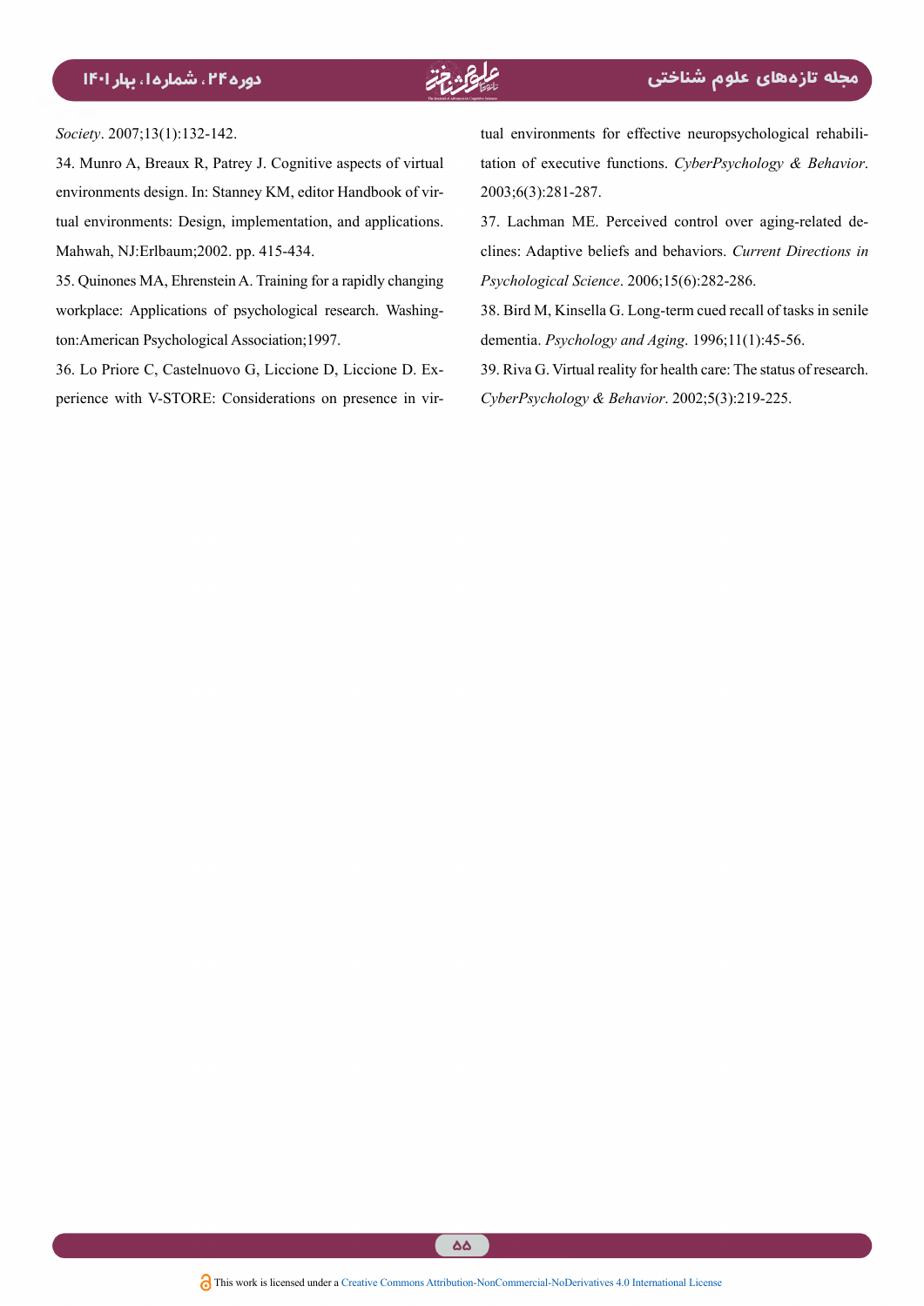*Society*. 2007;13(1):132-142.

34. Munro A, Breaux R, Patrey J. Cognitive aspects of virtual environments design. In: Stanney KM, editor Handbook of virtual environments: Design, implementation, and applications. Mahwah, NJ:Erlbaum;2002. pp. 415-434.

35. Quinones MA, Ehrenstein A. Training for a rapidly changing workplace: Applications of psychological research. Washington:American Psychological Association;1997.

36. Lo Priore C, Castelnuovo G, Liccione D, Liccione D. Experience with V-STORE: Considerations on presence in virtual environments for effective neuropsychological rehabilitation of executive functions. *CyberPsychology & Behavior*. 2003;6(3):281-287.

37. Lachman ME. Perceived control over aging-related declines: Adaptive beliefs and behaviors. *Current Directions in Psychological Science*. 2006;15(6):282-286.

38. Bird M, Kinsella G. Long-term cued recall of tasks in senile dementia. *Psychology and Aging*. 1996;11(1):45-56.

39. Riva G. Virtual reality for health care: The status of research. *CyberPsychology & Behavior*. 2002;5(3):219-225.

This work is licensed under a Creative Commons Attribution-NonCommercial-NoDerivatives 4.0 International License